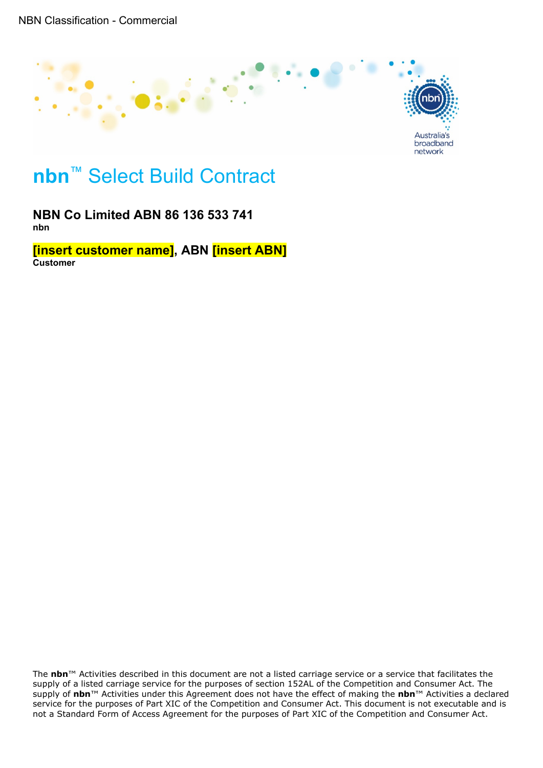NBN Classification - Commercial

# **nbn**™ Select Build Contract

**NBN Co Limited ABN 86 136 533 741**
**nbn**

**[insert customer name], ABN [insert ABN]**
**Customer**

The **nbn**™ Activities described in this document are not a listed carriage service or a service that facilitates the supply of a listed carriage service for the purposes of section 152AL of the Competition and Consumer Act. The supply of **nbn**™ Activities under this Agreement does not have the effect of making the **nbn**™ Activities a declared service for the purposes of Part XIC of the Competition and Consumer Act. This document is not executable and is not a Standard Form of Access Agreement for the purposes of Part XIC of the Competition and Consumer Act.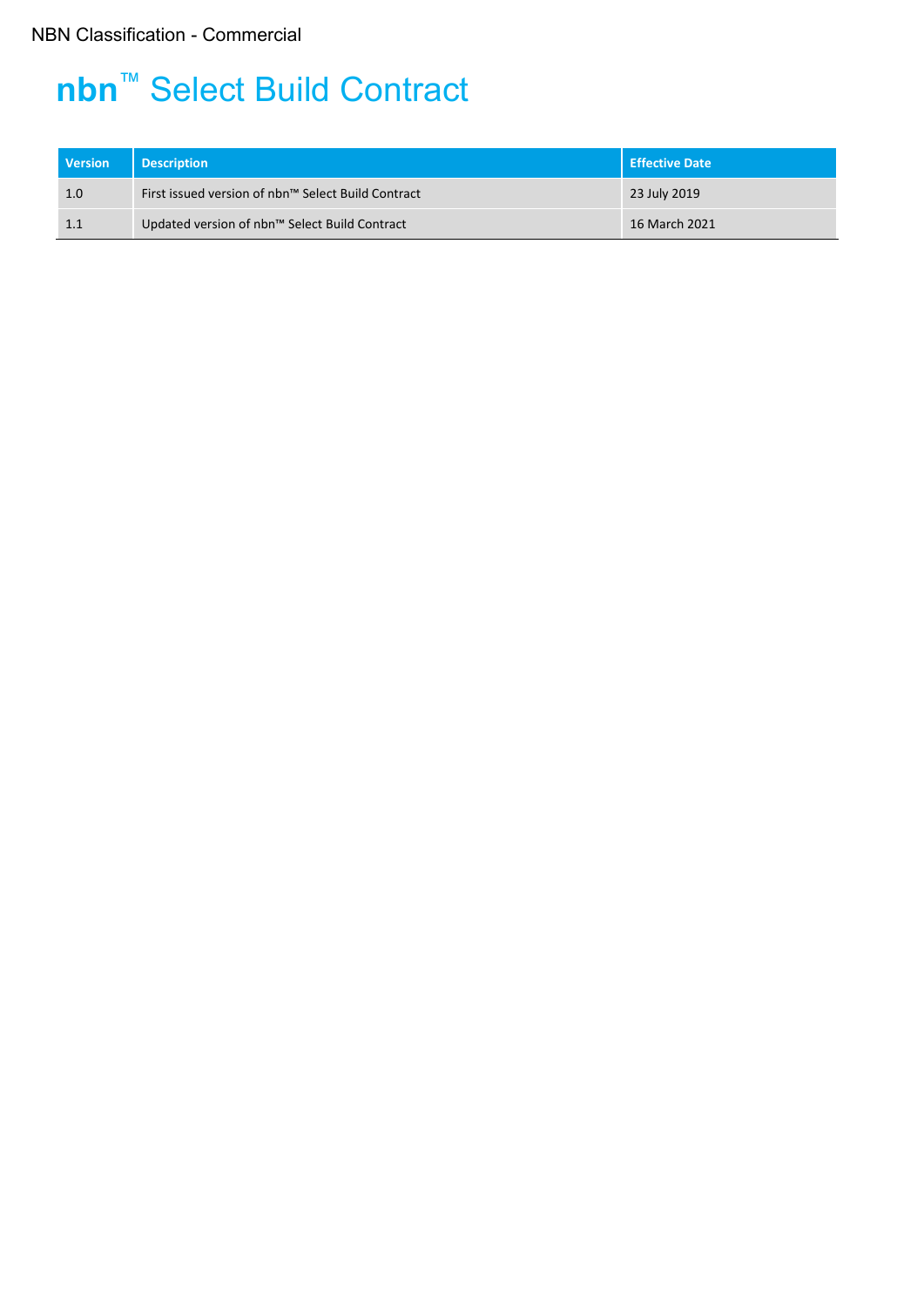NBN Classification - Commercial

# nbn™ Select Build Contract

| Version | Description | Effective Date |
|---|---|---|
| 1.0 | First issued version of nbn™ Select Build Contract | 23 July 2019 |
| 1.1 | Updated version of nbn™ Select Build Contract | 16 March 2021 |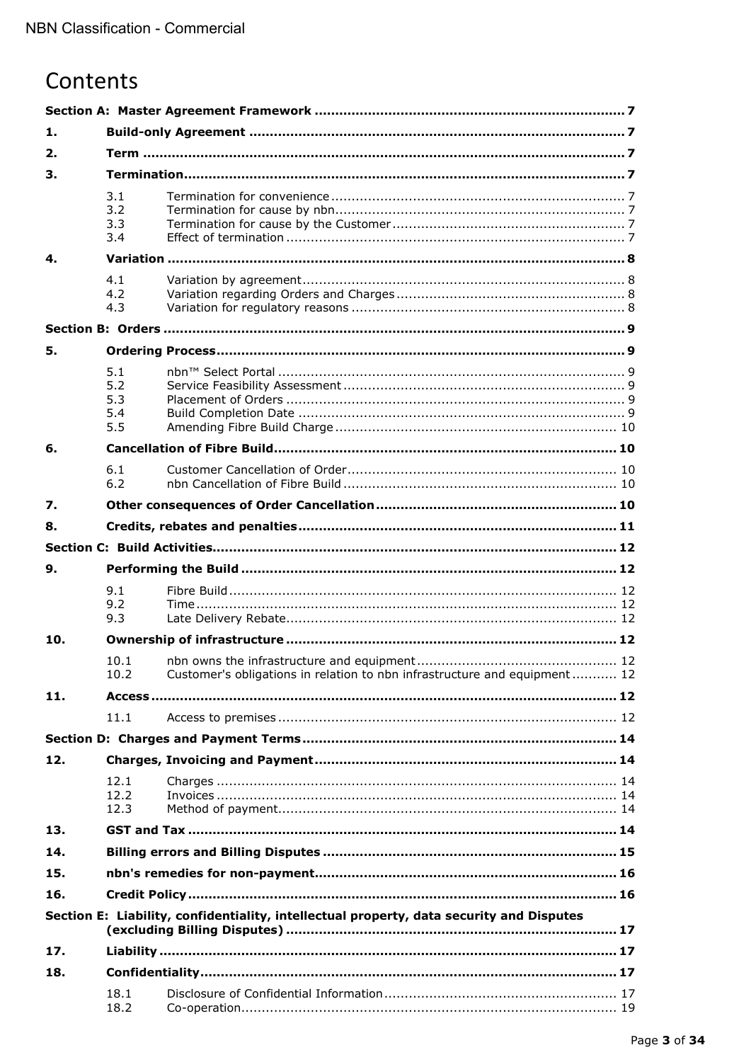# Contents

| | | | |
|---|---|---|---|
| **Section A: Master Agreement Framework** | | | **7** |
| **1.** | **Build-only Agreement** | | **7** |
| **2.** | **Term** | | **7** |
| **3.** | **Termination** | | **7** |
| | 3.1 | Termination for convenience | 7 |
| | 3.2 | Termination for cause by nbn | 7 |
| | 3.3 | Termination for cause by the Customer | 7 |
| | 3.4 | Effect of termination | 7 |
| **4.** | **Variation** | | **8** |
| | 4.1 | Variation by agreement | 8 |
| | 4.2 | Variation regarding Orders and Charges | 8 |
| | 4.3 | Variation for regulatory reasons | 8 |
| **Section B: Orders** | | | **9** |
| **5.** | **Ordering Process** | | **9** |
| | 5.1 | nbn™ Select Portal | 9 |
| | 5.2 | Service Feasibility Assessment | 9 |
| | 5.3 | Placement of Orders | 9 |
| | 5.4 | Build Completion Date | 9 |
| | 5.5 | Amending Fibre Build Charge | 10 |
| **6.** | **Cancellation of Fibre Build** | | **10** |
| | 6.1 | Customer Cancellation of Order | 10 |
| | 6.2 | nbn Cancellation of Fibre Build | 10 |
| **7.** | **Other consequences of Order Cancellation** | | **10** |
| **8.** | **Credits, rebates and penalties** | | **11** |
| **Section C: Build Activities** | | | **12** |
| **9.** | **Performing the Build** | | **12** |
| | 9.1 | Fibre Build | 12 |
| | 9.2 | Time | 12 |
| | 9.3 | Late Delivery Rebate | 12 |
| **10.** | **Ownership of infrastructure** | | **12** |
| | 10.1 | nbn owns the infrastructure and equipment | 12 |
| | 10.2 | Customer's obligations in relation to nbn infrastructure and equipment | 12 |
| **11.** | **Access** | | **12** |
| | 11.1 | Access to premises | 12 |
| **Section D: Charges and Payment Terms** | | | **14** |
| **12.** | **Charges, Invoicing and Payment** | | **14** |
| | 12.1 | Charges | 14 |
| | 12.2 | Invoices | 14 |
| | 12.3 | Method of payment | 14 |
| **13.** | **GST and Tax** | | **14** |
| **14.** | **Billing errors and Billing Disputes** | | **15** |
| **15.** | **nbn's remedies for non-payment** | | **16** |
| **16.** | **Credit Policy** | | **16** |
| **Section E: Liability, confidentiality, intellectual property, data security and Disputes (excluding Billing Disputes)** | | | **17** |
| **17.** | **Liability** | | **17** |
| **18.** | **Confidentiality** | | **17** |
| | 18.1 | Disclosure of Confidential Information | 17 |
| | 18.2 | Co-operation | 19 |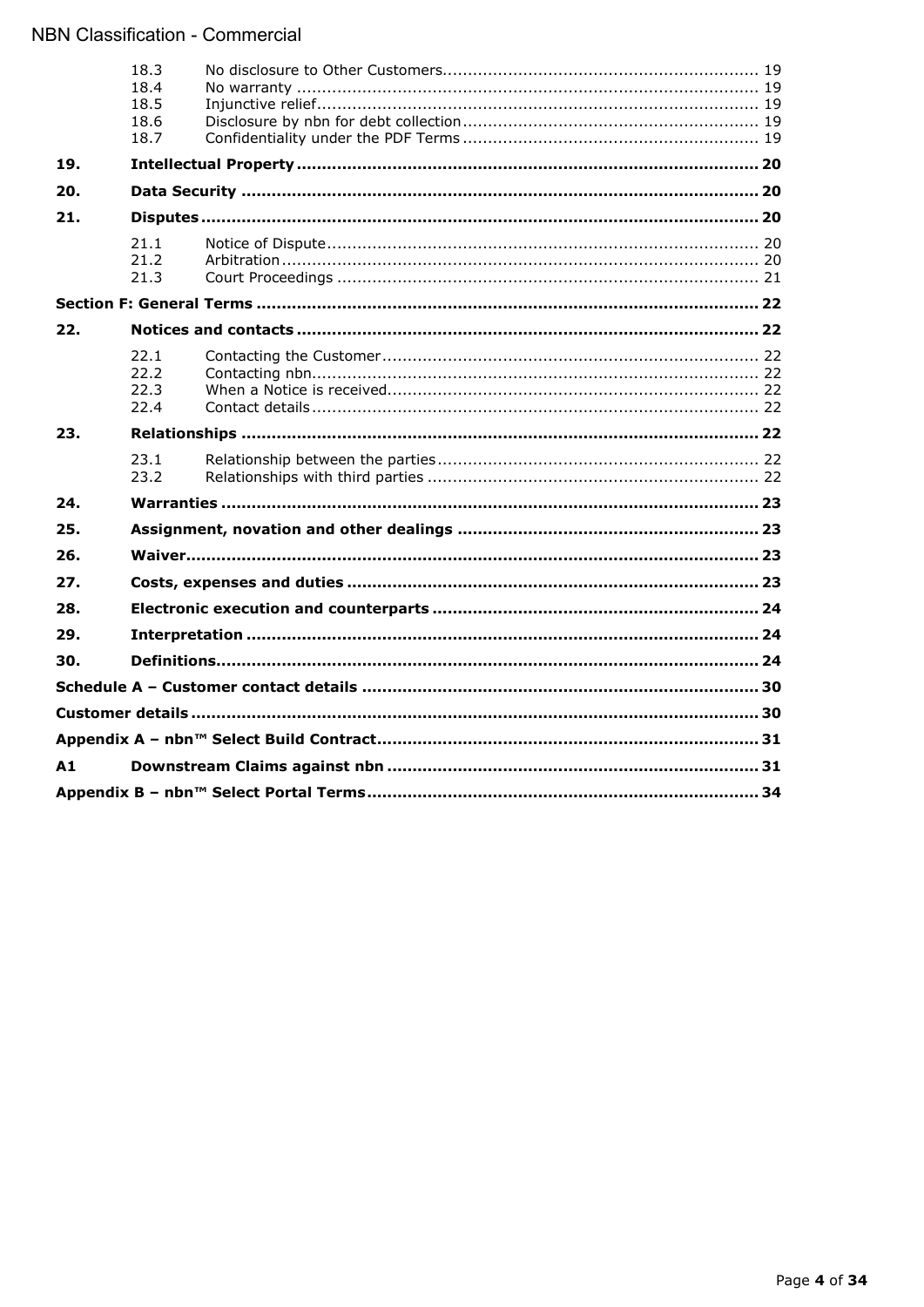| | | | |
|---|---|---|---|
| | 18.3 | No disclosure to Other Customers | 19 |
| | 18.4 | No warranty | 19 |
| | 18.5 | Injunctive relief | 19 |
| | 18.6 | Disclosure by nbn for debt collection | 19 |
| | 18.7 | Confidentiality under the PDF Terms | 19 |
| **19.** | **Intellectual Property** | | **20** |
| **20.** | **Data Security** | | **20** |
| **21.** | **Disputes** | | **20** |
| | 21.1 | Notice of Dispute | 20 |
| | 21.2 | Arbitration | 20 |
| | 21.3 | Court Proceedings | 21 |
| **Section F: General Terms** | | | **22** |
| **22.** | **Notices and contacts** | | **22** |
| | 22.1 | Contacting the Customer | 22 |
| | 22.2 | Contacting nbn | 22 |
| | 22.3 | When a Notice is received | 22 |
| | 22.4 | Contact details | 22 |
| **23.** | **Relationships** | | **22** |
| | 23.1 | Relationship between the parties | 22 |
| | 23.2 | Relationships with third parties | 22 |
| **24.** | **Warranties** | | **23** |
| **25.** | **Assignment, novation and other dealings** | | **23** |
| **26.** | **Waiver** | | **23** |
| **27.** | **Costs, expenses and duties** | | **23** |
| **28.** | **Electronic execution and counterparts** | | **24** |
| **29.** | **Interpretation** | | **24** |
| **30.** | **Definitions** | | **24** |
| **Schedule A – Customer contact details** | | | **30** |
| **Customer details** | | | **30** |
| **Appendix A – nbn™ Select Build Contract** | | | **31** |
| **A1** | **Downstream Claims against nbn** | | **31** |
| **Appendix B – nbn™ Select Portal Terms** | | | **34** |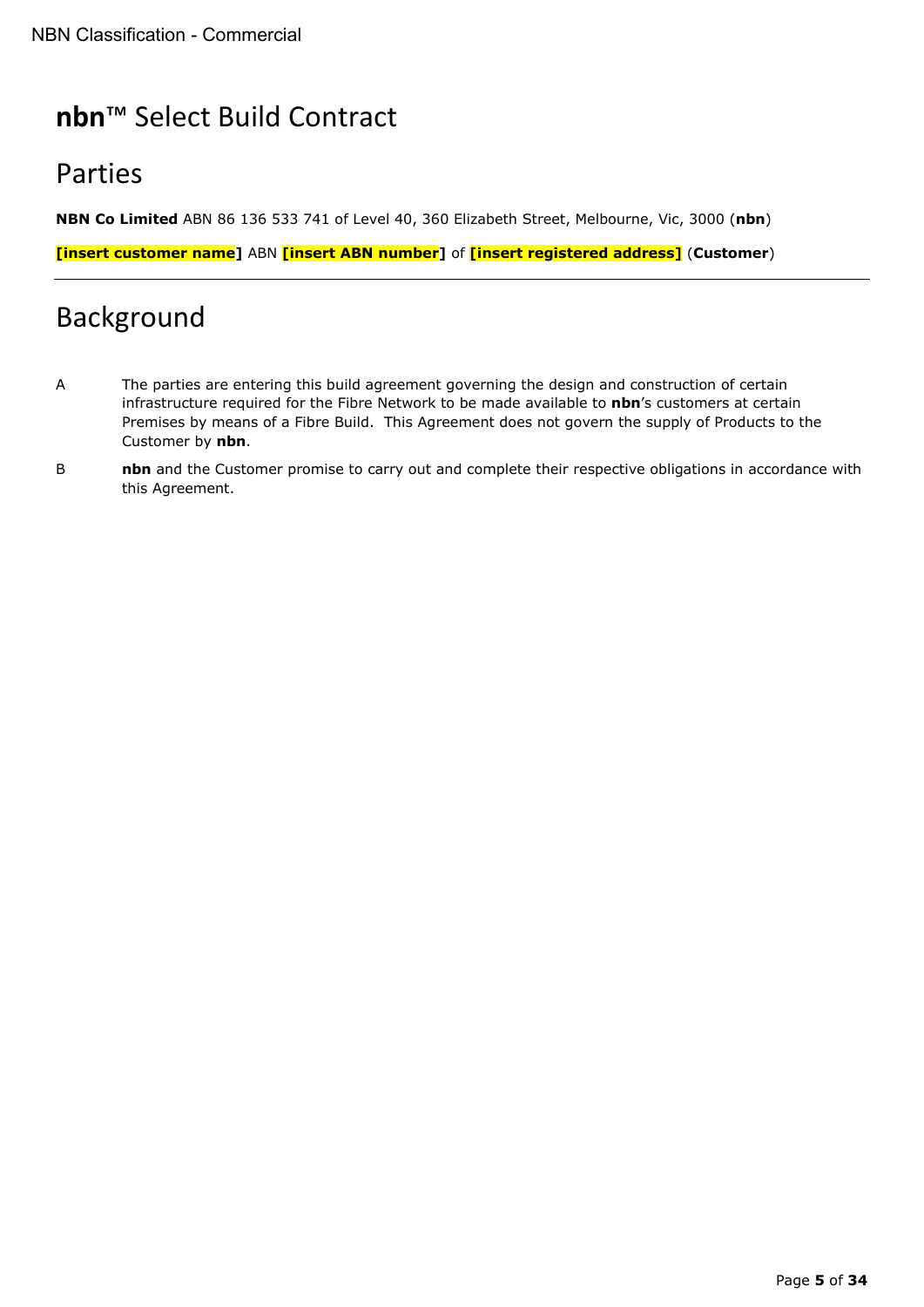# **nbn**™ Select Build Contract

## Parties

**NBN Co Limited** ABN 86 136 533 741 of Level 40, 360 Elizabeth Street, Melbourne, Vic, 3000 (**nbn**)

**[insert customer name]** ABN **[insert ABN number]** of **[insert registered address]** (**Customer**)

---

## Background

A The parties are entering this build agreement governing the design and construction of certain infrastructure required for the Fibre Network to be made available to **nbn**'s customers at certain Premises by means of a Fibre Build. This Agreement does not govern the supply of Products to the Customer by **nbn**.

B **nbn** and the Customer promise to carry out and complete their respective obligations in accordance with this Agreement.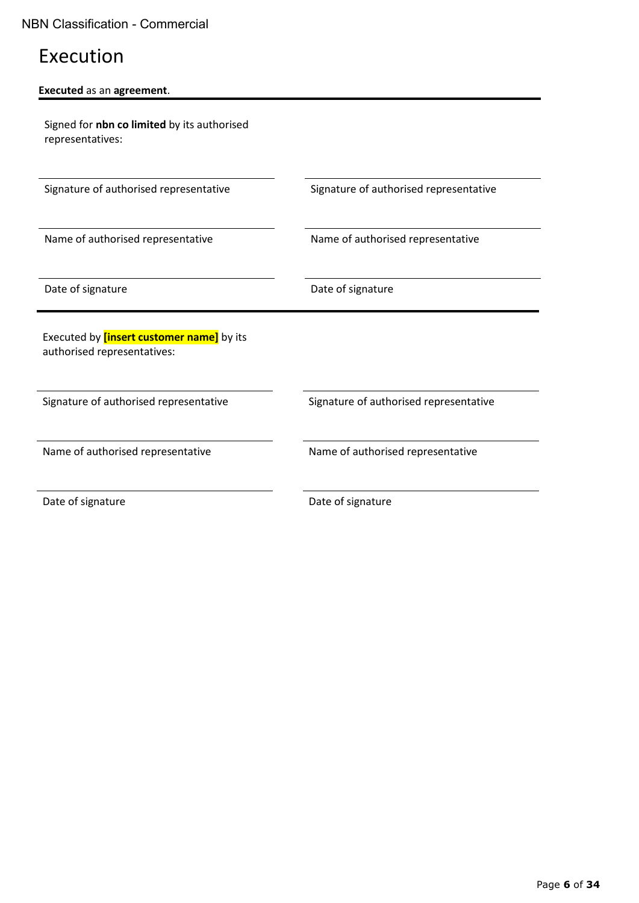# Execution

**Executed** as an **agreement**.

Signed for **nbn co limited** by its authorised representatives:

| | |
|---|---|
| Signature of authorised representative | Signature of authorised representative |
| Name of authorised representative | Name of authorised representative |
| Date of signature | Date of signature |

Executed by **[insert customer name]** by its authorised representatives:

| | |
|---|---|
| Signature of authorised representative | Signature of authorised representative |
| Name of authorised representative | Name of authorised representative |
| Date of signature | Date of signature |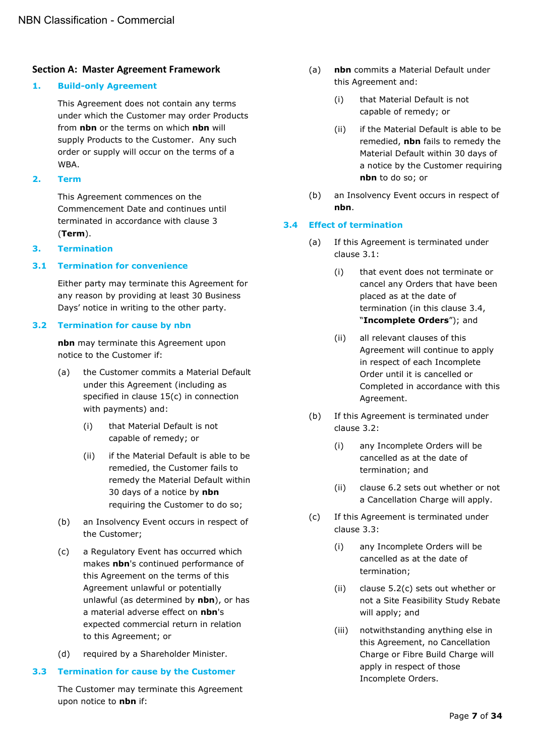## Section A: Master Agreement Framework

### 1. Build-only Agreement

This Agreement does not contain any terms under which the Customer may order Products from **nbn** or the terms on which **nbn** will supply Products to the Customer. Any such order or supply will occur on the terms of a WBA.

### 2. Term

This Agreement commences on the Commencement Date and continues until terminated in accordance with clause 3 (**Term**).

### 3. Termination

#### 3.1 Termination for convenience

Either party may terminate this Agreement for any reason by providing at least 30 Business Days' notice in writing to the other party.

#### 3.2 Termination for cause by nbn

**nbn** may terminate this Agreement upon notice to the Customer if:

(a) the Customer commits a Material Default under this Agreement (including as specified in clause 15(c) in connection with payments) and:

  (i) that Material Default is not capable of remedy; or

  (ii) if the Material Default is able to be remedied, the Customer fails to remedy the Material Default within 30 days of a notice by **nbn** requiring the Customer to do so;

(b) an Insolvency Event occurs in respect of the Customer;

(c) a Regulatory Event has occurred which makes **nbn**'s continued performance of this Agreement on the terms of this Agreement unlawful or potentially unlawful (as determined by **nbn**), or has a material adverse effect on **nbn**'s expected commercial return in relation to this Agreement; or

(d) required by a Shareholder Minister.

#### 3.3 Termination for cause by the Customer

The Customer may terminate this Agreement upon notice to **nbn** if:

(a) **nbn** commits a Material Default under this Agreement and:

  (i) that Material Default is not capable of remedy; or

  (ii) if the Material Default is able to be remedied, **nbn** fails to remedy the Material Default within 30 days of a notice by the Customer requiring **nbn** to do so; or

(b) an Insolvency Event occurs in respect of **nbn**.

#### 3.4 Effect of termination

(a) If this Agreement is terminated under clause 3.1:

  (i) that event does not terminate or cancel any Orders that have been placed as at the date of termination (in this clause 3.4, "**Incomplete Orders**"); and

  (ii) all relevant clauses of this Agreement will continue to apply in respect of each Incomplete Order until it is cancelled or Completed in accordance with this Agreement.

(b) If this Agreement is terminated under clause 3.2:

  (i) any Incomplete Orders will be cancelled as at the date of termination; and

  (ii) clause 6.2 sets out whether or not a Cancellation Charge will apply.

(c) If this Agreement is terminated under clause 3.3:

  (i) any Incomplete Orders will be cancelled as at the date of termination;

  (ii) clause 5.2(c) sets out whether or not a Site Feasibility Study Rebate will apply; and

  (iii) notwithstanding anything else in this Agreement, no Cancellation Charge or Fibre Build Charge will apply in respect of those Incomplete Orders.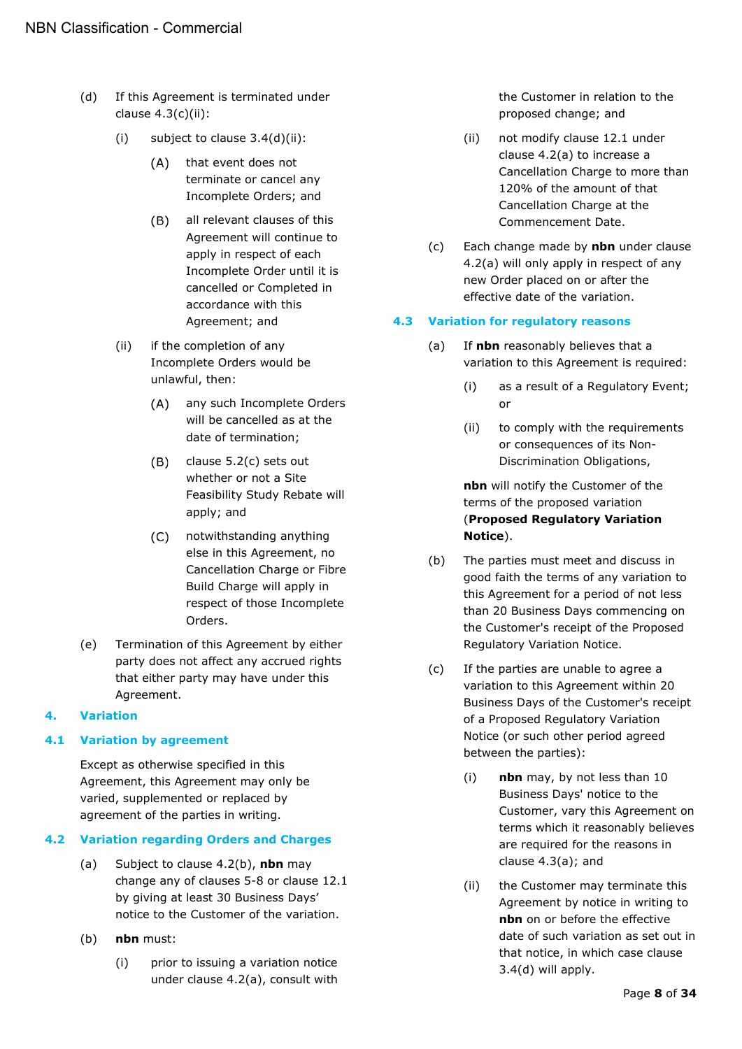(d) If this Agreement is terminated under clause 4.3(c)(ii):

 (i) subject to clause 3.4(d)(ii):

  (A) that event does not terminate or cancel any Incomplete Orders; and

  (B) all relevant clauses of this Agreement will continue to apply in respect of each Incomplete Order until it is cancelled or Completed in accordance with this Agreement; and

 (ii) if the completion of any Incomplete Orders would be unlawful, then:

  (A) any such Incomplete Orders will be cancelled as at the date of termination;

  (B) clause 5.2(c) sets out whether or not a Site Feasibility Study Rebate will apply; and

  (C) notwithstanding anything else in this Agreement, no Cancellation Charge or Fibre Build Charge will apply in respect of those Incomplete Orders.

(e) Termination of this Agreement by either party does not affect any accrued rights that either party may have under this Agreement.

## 4. Variation

### 4.1 Variation by agreement

Except as otherwise specified in this Agreement, this Agreement may only be varied, supplemented or replaced by agreement of the parties in writing.

### 4.2 Variation regarding Orders and Charges

(a) Subject to clause 4.2(b), **nbn** may change any of clauses 5-8 or clause 12.1 by giving at least 30 Business Days' notice to the Customer of the variation.

(b) **nbn** must:

 (i) prior to issuing a variation notice under clause 4.2(a), consult with the Customer in relation to the proposed change; and

 (ii) not modify clause 12.1 under clause 4.2(a) to increase a Cancellation Charge to more than 120% of the amount of that Cancellation Charge at the Commencement Date.

(c) Each change made by **nbn** under clause 4.2(a) will only apply in respect of any new Order placed on or after the effective date of the variation.

### 4.3 Variation for regulatory reasons

(a) If **nbn** reasonably believes that a variation to this Agreement is required:

 (i) as a result of a Regulatory Event; or

 (ii) to comply with the requirements or consequences of its Non-Discrimination Obligations,

**nbn** will notify the Customer of the terms of the proposed variation (**Proposed Regulatory Variation Notice**).

(b) The parties must meet and discuss in good faith the terms of any variation to this Agreement for a period of not less than 20 Business Days commencing on the Customer's receipt of the Proposed Regulatory Variation Notice.

(c) If the parties are unable to agree a variation to this Agreement within 20 Business Days of the Customer's receipt of a Proposed Regulatory Variation Notice (or such other period agreed between the parties):

 (i) **nbn** may, by not less than 10 Business Days' notice to the Customer, vary this Agreement on terms which it reasonably believes are required for the reasons in clause 4.3(a); and

 (ii) the Customer may terminate this Agreement by notice in writing to **nbn** on or before the effective date of such variation as set out in that notice, in which case clause 3.4(d) will apply.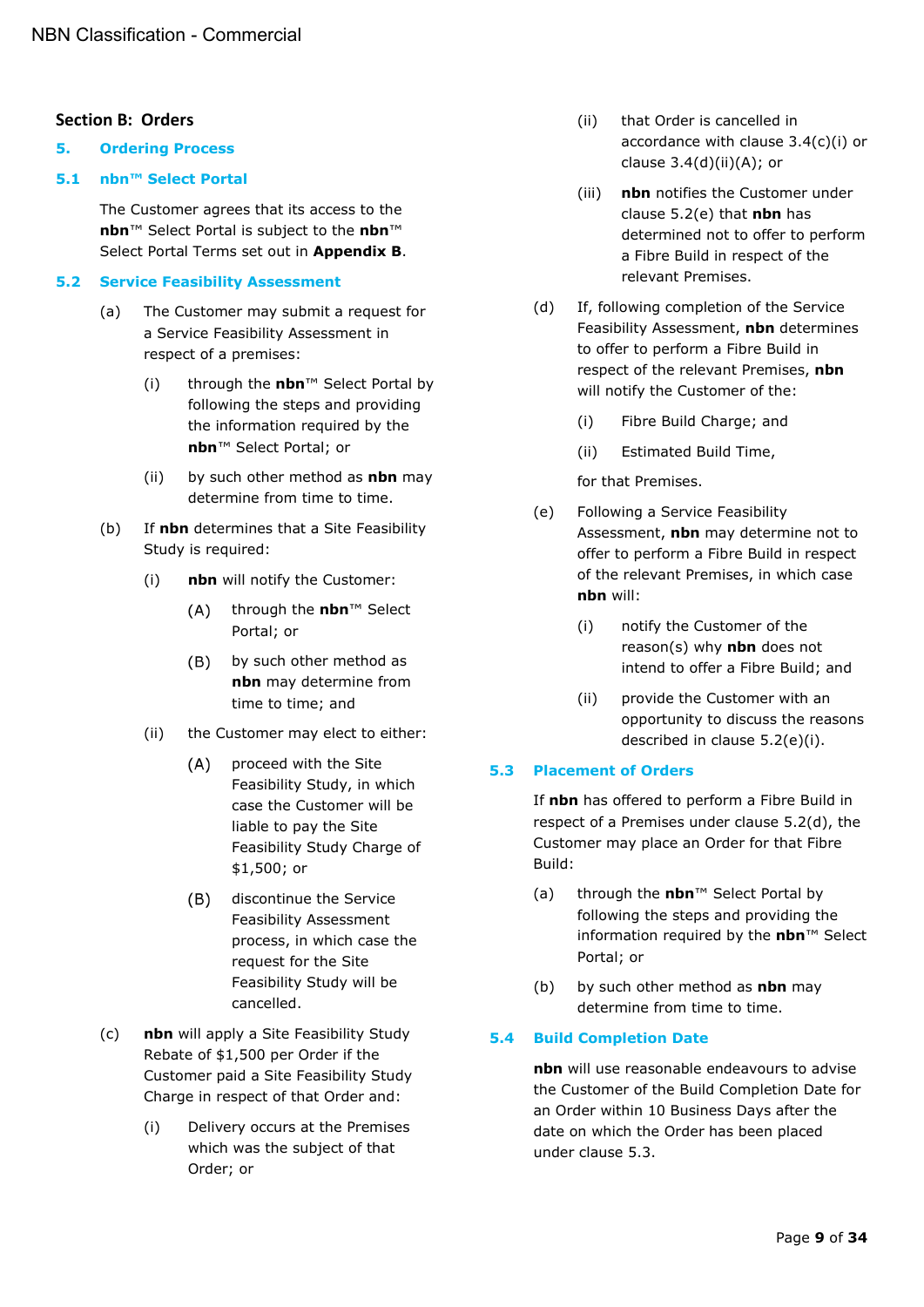## Section B: Orders

### 5. Ordering Process

#### 5.1 nbn™ Select Portal

The Customer agrees that its access to the **nbn**™ Select Portal is subject to the **nbn**™ Select Portal Terms set out in **Appendix B**.

#### 5.2 Service Feasibility Assessment

(a) The Customer may submit a request for a Service Feasibility Assessment in respect of a premises:

  (i) through the **nbn**™ Select Portal by following the steps and providing the information required by the **nbn**™ Select Portal; or

  (ii) by such other method as **nbn** may determine from time to time.

(b) If **nbn** determines that a Site Feasibility Study is required:

  (i) **nbn** will notify the Customer:

    (A) through the **nbn**™ Select Portal; or

    (B) by such other method as **nbn** may determine from time to time; and

  (ii) the Customer may elect to either:

    (A) proceed with the Site Feasibility Study, in which case the Customer will be liable to pay the Site Feasibility Study Charge of $1,500; or

    (B) discontinue the Service Feasibility Assessment process, in which case the request for the Site Feasibility Study will be cancelled.

(c) **nbn** will apply a Site Feasibility Study Rebate of $1,500 per Order if the Customer paid a Site Feasibility Study Charge in respect of that Order and:

  (i) Delivery occurs at the Premises which was the subject of that Order; or

  (ii) that Order is cancelled in accordance with clause 3.4(c)(i) or clause 3.4(d)(ii)(A); or

  (iii) **nbn** notifies the Customer under clause 5.2(e) that **nbn** has determined not to offer to perform a Fibre Build in respect of the relevant Premises.

(d) If, following completion of the Service Feasibility Assessment, **nbn** determines to offer to perform a Fibre Build in respect of the relevant Premises, **nbn** will notify the Customer of the:

  (i) Fibre Build Charge; and

  (ii) Estimated Build Time,

for that Premises.

(e) Following a Service Feasibility Assessment, **nbn** may determine not to offer to perform a Fibre Build in respect of the relevant Premises, in which case **nbn** will:

  (i) notify the Customer of the reason(s) why **nbn** does not intend to offer a Fibre Build; and

  (ii) provide the Customer with an opportunity to discuss the reasons described in clause 5.2(e)(i).

#### 5.3 Placement of Orders

If **nbn** has offered to perform a Fibre Build in respect of a Premises under clause 5.2(d), the Customer may place an Order for that Fibre Build:

(a) through the **nbn**™ Select Portal by following the steps and providing the information required by the **nbn**™ Select Portal; or

(b) by such other method as **nbn** may determine from time to time.

#### 5.4 Build Completion Date

**nbn** will use reasonable endeavours to advise the Customer of the Build Completion Date for an Order within 10 Business Days after the date on which the Order has been placed under clause 5.3.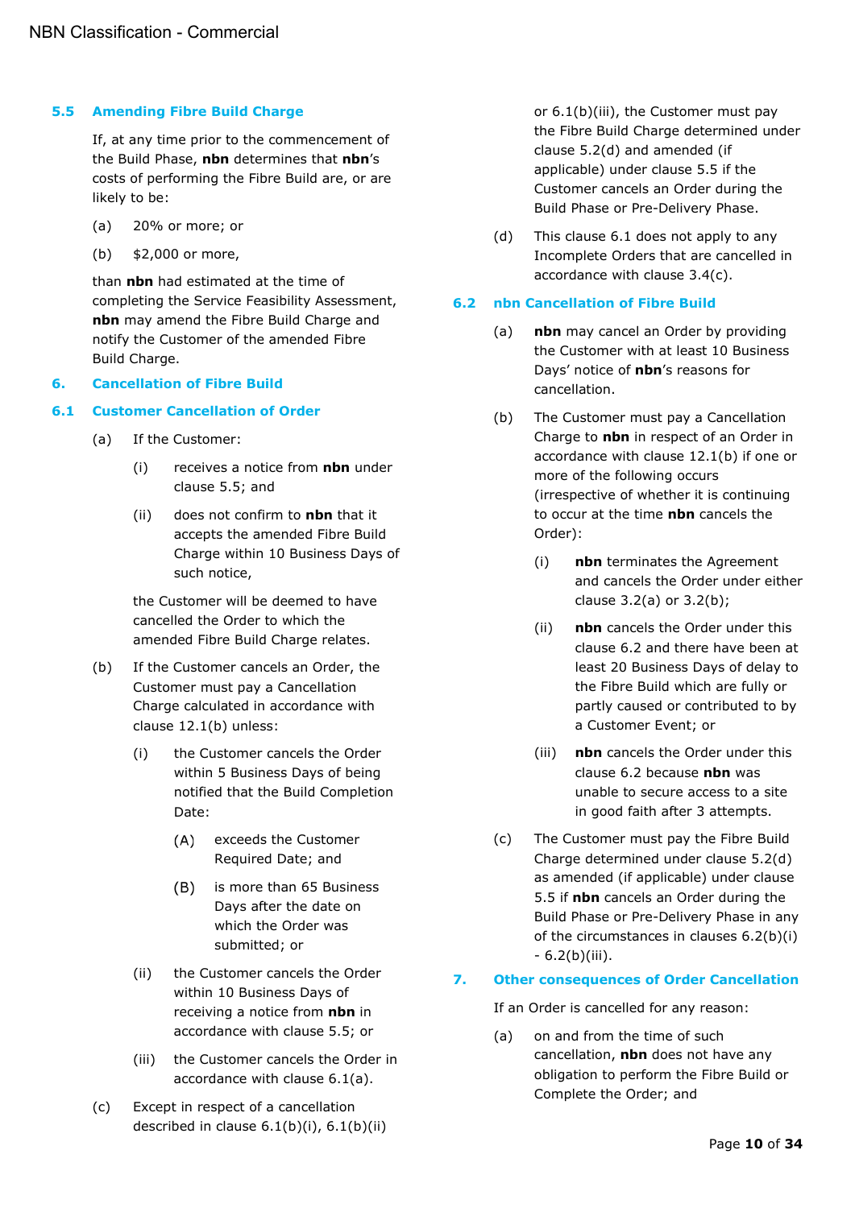### 5.5 Amending Fibre Build Charge

If, at any time prior to the commencement of the Build Phase, **nbn** determines that **nbn**'s costs of performing the Fibre Build are, or are likely to be:

(a) 20% or more; or

(b) $2,000 or more,

than **nbn** had estimated at the time of completing the Service Feasibility Assessment, **nbn** may amend the Fibre Build Charge and notify the Customer of the amended Fibre Build Charge.

## 6. Cancellation of Fibre Build

### 6.1 Customer Cancellation of Order

(a) If the Customer:

   (i) receives a notice from **nbn** under clause 5.5; and

   (ii) does not confirm to **nbn** that it accepts the amended Fibre Build Charge within 10 Business Days of such notice,

   the Customer will be deemed to have cancelled the Order to which the amended Fibre Build Charge relates.

(b) If the Customer cancels an Order, the Customer must pay a Cancellation Charge calculated in accordance with clause 12.1(b) unless:

   (i) the Customer cancels the Order within 5 Business Days of being notified that the Build Completion Date:

      (A) exceeds the Customer Required Date; and

      (B) is more than 65 Business Days after the date on which the Order was submitted; or

   (ii) the Customer cancels the Order within 10 Business Days of receiving a notice from **nbn** in accordance with clause 5.5; or

   (iii) the Customer cancels the Order in accordance with clause 6.1(a).

(c) Except in respect of a cancellation described in clause 6.1(b)(i), 6.1(b)(ii) or 6.1(b)(iii), the Customer must pay the Fibre Build Charge determined under clause 5.2(d) and amended (if applicable) under clause 5.5 if the Customer cancels an Order during the Build Phase or Pre-Delivery Phase.

(d) This clause 6.1 does not apply to any Incomplete Orders that are cancelled in accordance with clause 3.4(c).

### 6.2 nbn Cancellation of Fibre Build

(a) **nbn** may cancel an Order by providing the Customer with at least 10 Business Days' notice of **nbn**'s reasons for cancellation.

(b) The Customer must pay a Cancellation Charge to **nbn** in respect of an Order in accordance with clause 12.1(b) if one or more of the following occurs (irrespective of whether it is continuing to occur at the time **nbn** cancels the Order):

   (i) **nbn** terminates the Agreement and cancels the Order under either clause 3.2(a) or 3.2(b);

   (ii) **nbn** cancels the Order under this clause 6.2 and there have been at least 20 Business Days of delay to the Fibre Build which are fully or partly caused or contributed to by a Customer Event; or

   (iii) **nbn** cancels the Order under this clause 6.2 because **nbn** was unable to secure access to a site in good faith after 3 attempts.

(c) The Customer must pay the Fibre Build Charge determined under clause 5.2(d) as amended (if applicable) under clause 5.5 if **nbn** cancels an Order during the Build Phase or Pre-Delivery Phase in any of the circumstances in clauses 6.2(b)(i) - 6.2(b)(iii).

## 7. Other consequences of Order Cancellation

If an Order is cancelled for any reason:

(a) on and from the time of such cancellation, **nbn** does not have any obligation to perform the Fibre Build or Complete the Order; and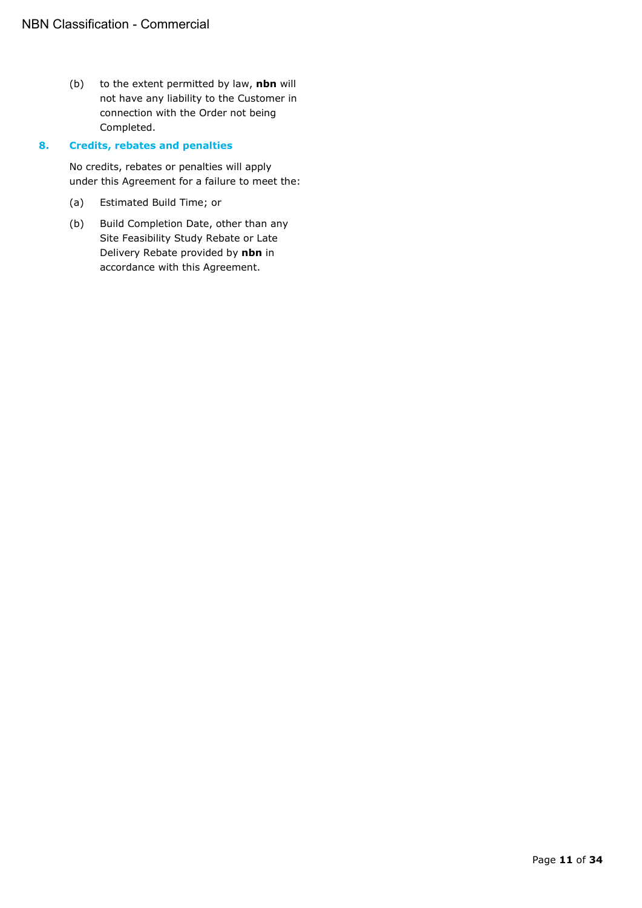(b) to the extent permitted by law, **nbn** will not have any liability to the Customer in connection with the Order not being Completed.

## 8. Credits, rebates and penalties

No credits, rebates or penalties will apply under this Agreement for a failure to meet the:

(a) Estimated Build Time; or

(b) Build Completion Date, other than any Site Feasibility Study Rebate or Late Delivery Rebate provided by **nbn** in accordance with this Agreement.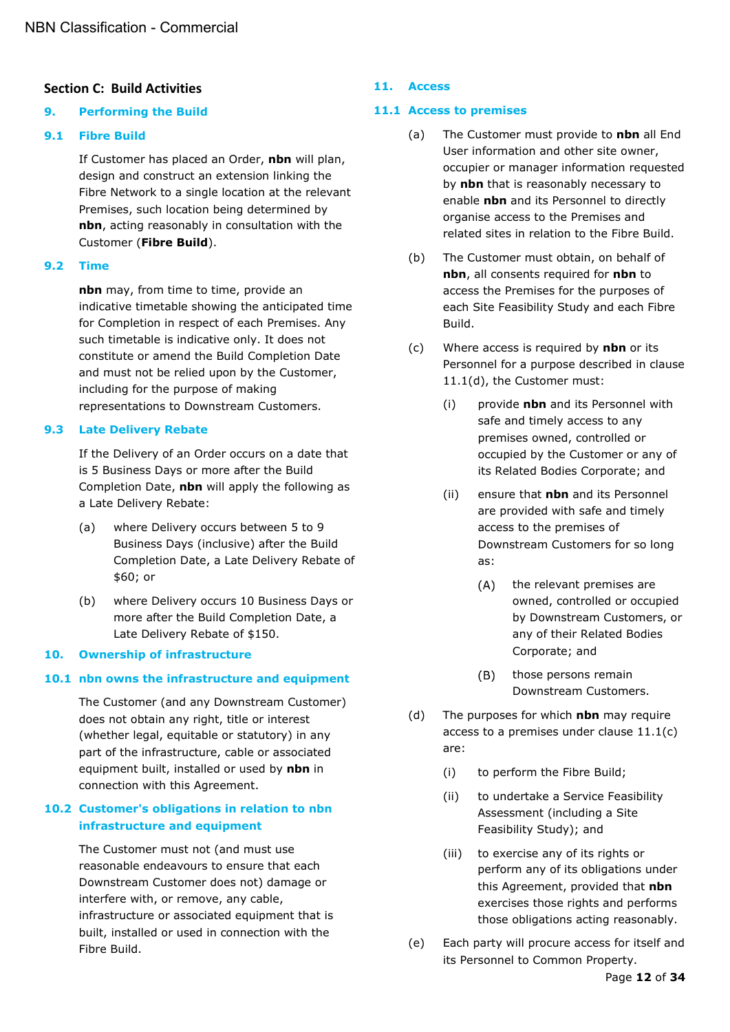## Section C: Build Activities

### 9. Performing the Build

#### 9.1 Fibre Build

If Customer has placed an Order, **nbn** will plan, design and construct an extension linking the Fibre Network to a single location at the relevant Premises, such location being determined by **nbn**, acting reasonably in consultation with the Customer (**Fibre Build**).

#### 9.2 Time

**nbn** may, from time to time, provide an indicative timetable showing the anticipated time for Completion in respect of each Premises. Any such timetable is indicative only. It does not constitute or amend the Build Completion Date and must not be relied upon by the Customer, including for the purpose of making representations to Downstream Customers.

#### 9.3 Late Delivery Rebate

If the Delivery of an Order occurs on a date that is 5 Business Days or more after the Build Completion Date, **nbn** will apply the following as a Late Delivery Rebate:

(a) where Delivery occurs between 5 to 9 Business Days (inclusive) after the Build Completion Date, a Late Delivery Rebate of $60; or

(b) where Delivery occurs 10 Business Days or more after the Build Completion Date, a Late Delivery Rebate of $150.

### 10. Ownership of infrastructure

#### 10.1 nbn owns the infrastructure and equipment

The Customer (and any Downstream Customer) does not obtain any right, title or interest (whether legal, equitable or statutory) in any part of the infrastructure, cable or associated equipment built, installed or used by **nbn** in connection with this Agreement.

#### 10.2 Customer's obligations in relation to nbn infrastructure and equipment

The Customer must not (and must use reasonable endeavours to ensure that each Downstream Customer does not) damage or interfere with, or remove, any cable, infrastructure or associated equipment that is built, installed or used in connection with the Fibre Build.

### 11. Access

#### 11.1 Access to premises

(a) The Customer must provide to **nbn** all End User information and other site owner, occupier or manager information requested by **nbn** that is reasonably necessary to enable **nbn** and its Personnel to directly organise access to the Premises and related sites in relation to the Fibre Build.

(b) The Customer must obtain, on behalf of **nbn**, all consents required for **nbn** to access the Premises for the purposes of each Site Feasibility Study and each Fibre Build.

(c) Where access is required by **nbn** or its Personnel for a purpose described in clause 11.1(d), the Customer must:

(i) provide **nbn** and its Personnel with safe and timely access to any premises owned, controlled or occupied by the Customer or any of its Related Bodies Corporate; and

(ii) ensure that **nbn** and its Personnel are provided with safe and timely access to the premises of Downstream Customers for so long as:

(A) the relevant premises are owned, controlled or occupied by Downstream Customers, or any of their Related Bodies Corporate; and

(B) those persons remain Downstream Customers.

(d) The purposes for which **nbn** may require access to a premises under clause 11.1(c) are:

(i) to perform the Fibre Build;

(ii) to undertake a Service Feasibility Assessment (including a Site Feasibility Study); and

(iii) to exercise any of its rights or perform any of its obligations under this Agreement, provided that **nbn** exercises those rights and performs those obligations acting reasonably.

(e) Each party will procure access for itself and its Personnel to Common Property.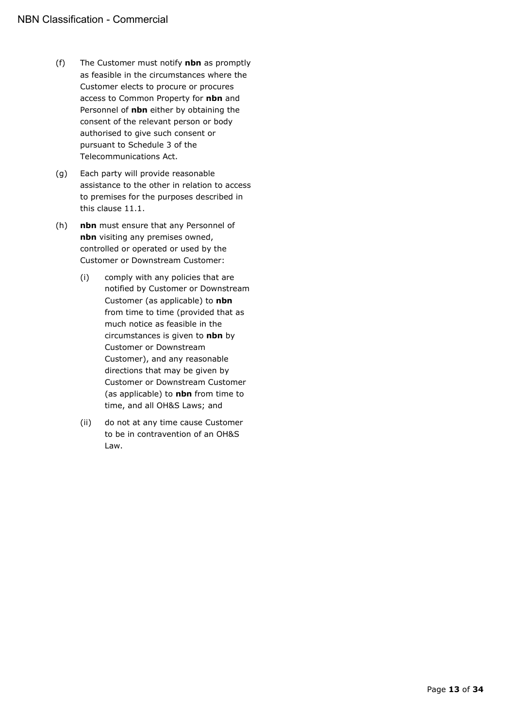(f) The Customer must notify **nbn** as promptly as feasible in the circumstances where the Customer elects to procure or procures access to Common Property for **nbn** and Personnel of **nbn** either by obtaining the consent of the relevant person or body authorised to give such consent or pursuant to Schedule 3 of the Telecommunications Act.

(g) Each party will provide reasonable assistance to the other in relation to access to premises for the purposes described in this clause 11.1.

(h) **nbn** must ensure that any Personnel of **nbn** visiting any premises owned, controlled or operated or used by the Customer or Downstream Customer:

   (i) comply with any policies that are notified by Customer or Downstream Customer (as applicable) to **nbn** from time to time (provided that as much notice as feasible in the circumstances is given to **nbn** by Customer or Downstream Customer), and any reasonable directions that may be given by Customer or Downstream Customer (as applicable) to **nbn** from time to time, and all OH&S Laws; and

   (ii) do not at any time cause Customer to be in contravention of an OH&S Law.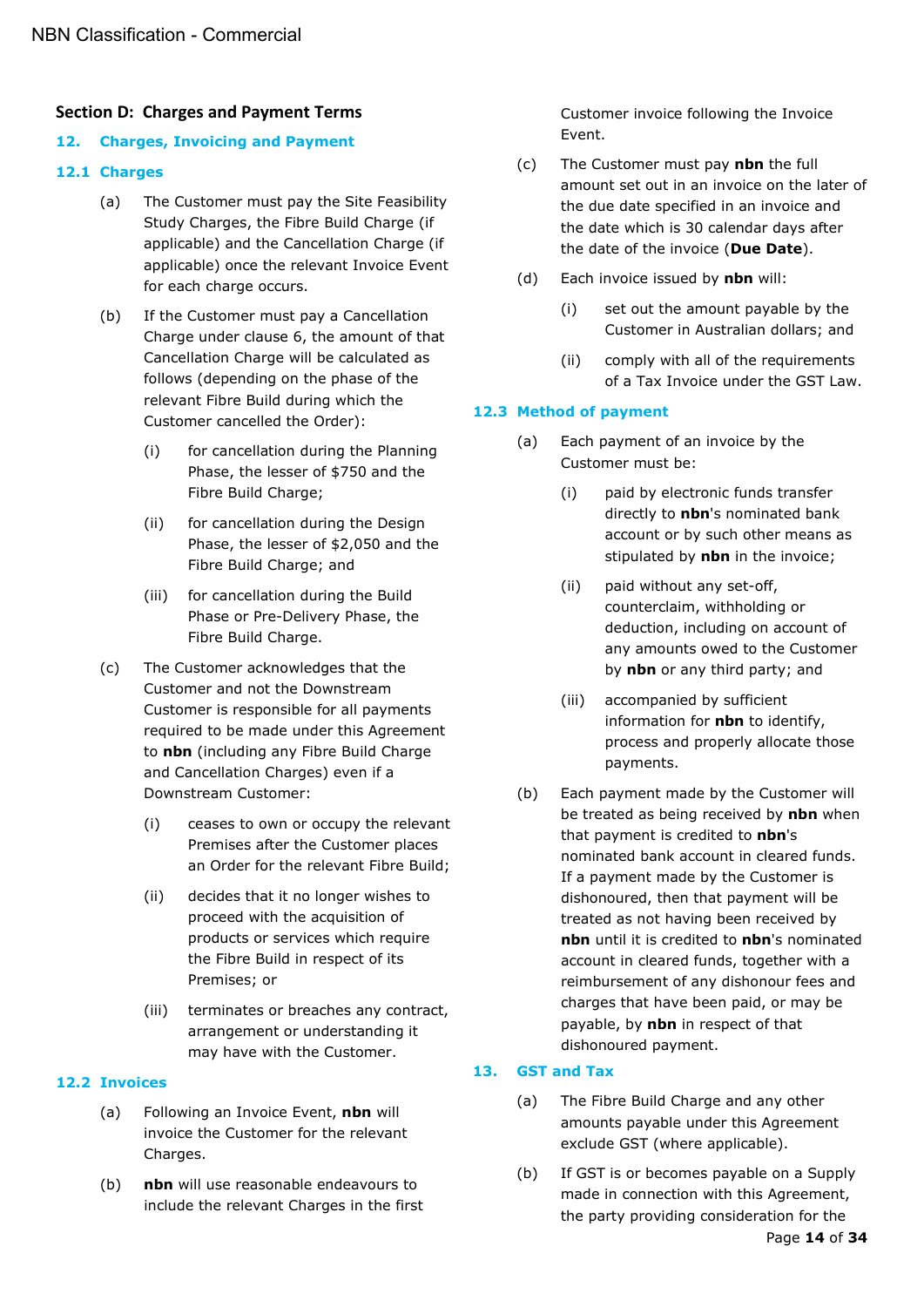## Section D: Charges and Payment Terms

### 12. Charges, Invoicing and Payment

#### 12.1 Charges

(a) The Customer must pay the Site Feasibility Study Charges, the Fibre Build Charge (if applicable) and the Cancellation Charge (if applicable) once the relevant Invoice Event for each charge occurs.

(b) If the Customer must pay a Cancellation Charge under clause 6, the amount of that Cancellation Charge will be calculated as follows (depending on the phase of the relevant Fibre Build during which the Customer cancelled the Order):

 (i) for cancellation during the Planning Phase, the lesser of $750 and the Fibre Build Charge;

 (ii) for cancellation during the Design Phase, the lesser of $2,050 and the Fibre Build Charge; and

 (iii) for cancellation during the Build Phase or Pre-Delivery Phase, the Fibre Build Charge.

(c) The Customer acknowledges that the Customer and not the Downstream Customer is responsible for all payments required to be made under this Agreement to **nbn** (including any Fibre Build Charge and Cancellation Charges) even if a Downstream Customer:

 (i) ceases to own or occupy the relevant Premises after the Customer places an Order for the relevant Fibre Build;

 (ii) decides that it no longer wishes to proceed with the acquisition of products or services which require the Fibre Build in respect of its Premises; or

 (iii) terminates or breaches any contract, arrangement or understanding it may have with the Customer.

#### 12.2 Invoices

(a) Following an Invoice Event, **nbn** will invoice the Customer for the relevant Charges.

(b) **nbn** will use reasonable endeavours to include the relevant Charges in the first Customer invoice following the Invoice Event.

(c) The Customer must pay **nbn** the full amount set out in an invoice on the later of the due date specified in an invoice and the date which is 30 calendar days after the date of the invoice (**Due Date**).

(d) Each invoice issued by **nbn** will:

 (i) set out the amount payable by the Customer in Australian dollars; and

 (ii) comply with all of the requirements of a Tax Invoice under the GST Law.

#### 12.3 Method of payment

(a) Each payment of an invoice by the Customer must be:

 (i) paid by electronic funds transfer directly to **nbn**'s nominated bank account or by such other means as stipulated by **nbn** in the invoice;

 (ii) paid without any set-off, counterclaim, withholding or deduction, including on account of any amounts owed to the Customer by **nbn** or any third party; and

 (iii) accompanied by sufficient information for **nbn** to identify, process and properly allocate those payments.

(b) Each payment made by the Customer will be treated as being received by **nbn** when that payment is credited to **nbn**'s nominated bank account in cleared funds. If a payment made by the Customer is dishonoured, then that payment will be treated as not having been received by **nbn** until it is credited to **nbn**'s nominated account in cleared funds, together with a reimbursement of any dishonour fees and charges that have been paid, or may be payable, by **nbn** in respect of that dishonoured payment.

### 13. GST and Tax

(a) The Fibre Build Charge and any other amounts payable under this Agreement exclude GST (where applicable).

(b) If GST is or becomes payable on a Supply made in connection with this Agreement, the party providing consideration for the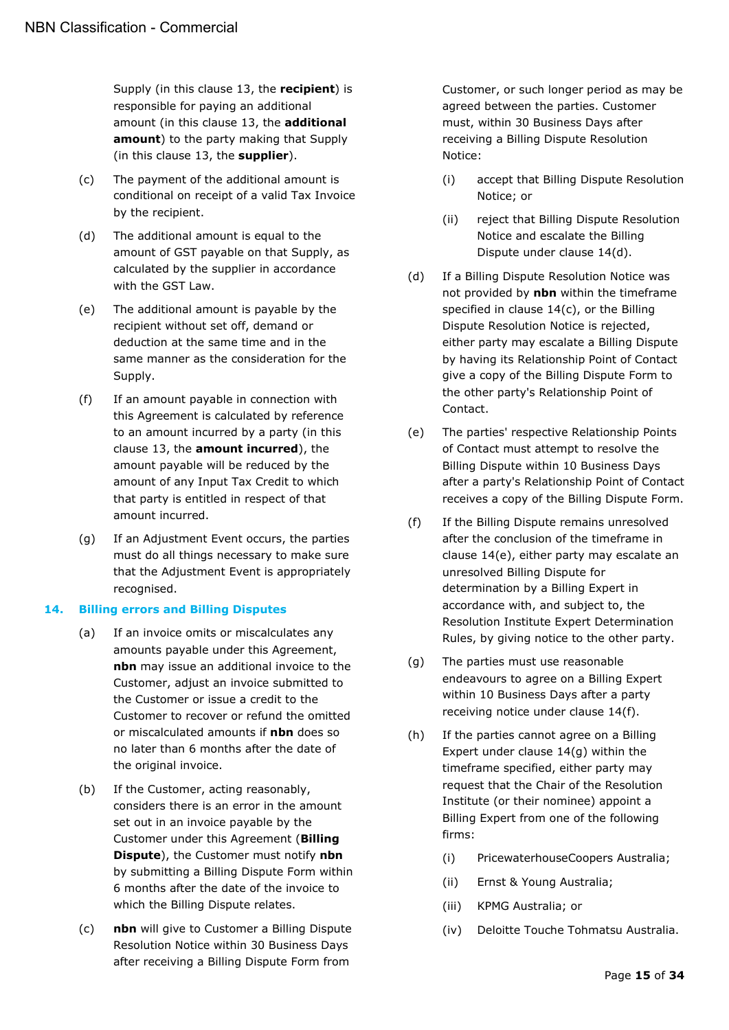Supply (in this clause 13, the **recipient**) is responsible for paying an additional amount (in this clause 13, the **additional amount**) to the party making that Supply (in this clause 13, the **supplier**).

(c) The payment of the additional amount is conditional on receipt of a valid Tax Invoice by the recipient.

(d) The additional amount is equal to the amount of GST payable on that Supply, as calculated by the supplier in accordance with the GST Law.

(e) The additional amount is payable by the recipient without set off, demand or deduction at the same time and in the same manner as the consideration for the Supply.

(f) If an amount payable in connection with this Agreement is calculated by reference to an amount incurred by a party (in this clause 13, the **amount incurred**), the amount payable will be reduced by the amount of any Input Tax Credit to which that party is entitled in respect of that amount incurred.

(g) If an Adjustment Event occurs, the parties must do all things necessary to make sure that the Adjustment Event is appropriately recognised.

## 14. Billing errors and Billing Disputes

(a) If an invoice omits or miscalculates any amounts payable under this Agreement, **nbn** may issue an additional invoice to the Customer, adjust an invoice submitted to the Customer or issue a credit to the Customer to recover or refund the omitted or miscalculated amounts if **nbn** does so no later than 6 months after the date of the original invoice.

(b) If the Customer, acting reasonably, considers there is an error in the amount set out in an invoice payable by the Customer under this Agreement (**Billing Dispute**), the Customer must notify **nbn** by submitting a Billing Dispute Form within 6 months after the date of the invoice to which the Billing Dispute relates.

(c) **nbn** will give to Customer a Billing Dispute Resolution Notice within 30 Business Days after receiving a Billing Dispute Form from Customer, or such longer period as may be agreed between the parties. Customer must, within 30 Business Days after receiving a Billing Dispute Resolution Notice:

  (i) accept that Billing Dispute Resolution Notice; or

  (ii) reject that Billing Dispute Resolution Notice and escalate the Billing Dispute under clause 14(d).

(d) If a Billing Dispute Resolution Notice was not provided by **nbn** within the timeframe specified in clause 14(c), or the Billing Dispute Resolution Notice is rejected, either party may escalate a Billing Dispute by having its Relationship Point of Contact give a copy of the Billing Dispute Form to the other party's Relationship Point of Contact.

(e) The parties' respective Relationship Points of Contact must attempt to resolve the Billing Dispute within 10 Business Days after a party's Relationship Point of Contact receives a copy of the Billing Dispute Form.

(f) If the Billing Dispute remains unresolved after the conclusion of the timeframe in clause 14(e), either party may escalate an unresolved Billing Dispute for determination by a Billing Expert in accordance with, and subject to, the Resolution Institute Expert Determination Rules, by giving notice to the other party.

(g) The parties must use reasonable endeavours to agree on a Billing Expert within 10 Business Days after a party receiving notice under clause 14(f).

(h) If the parties cannot agree on a Billing Expert under clause 14(g) within the timeframe specified, either party may request that the Chair of the Resolution Institute (or their nominee) appoint a Billing Expert from one of the following firms:

  (i) PricewaterhouseCoopers Australia;

  (ii) Ernst & Young Australia;

  (iii) KPMG Australia; or

  (iv) Deloitte Touche Tohmatsu Australia.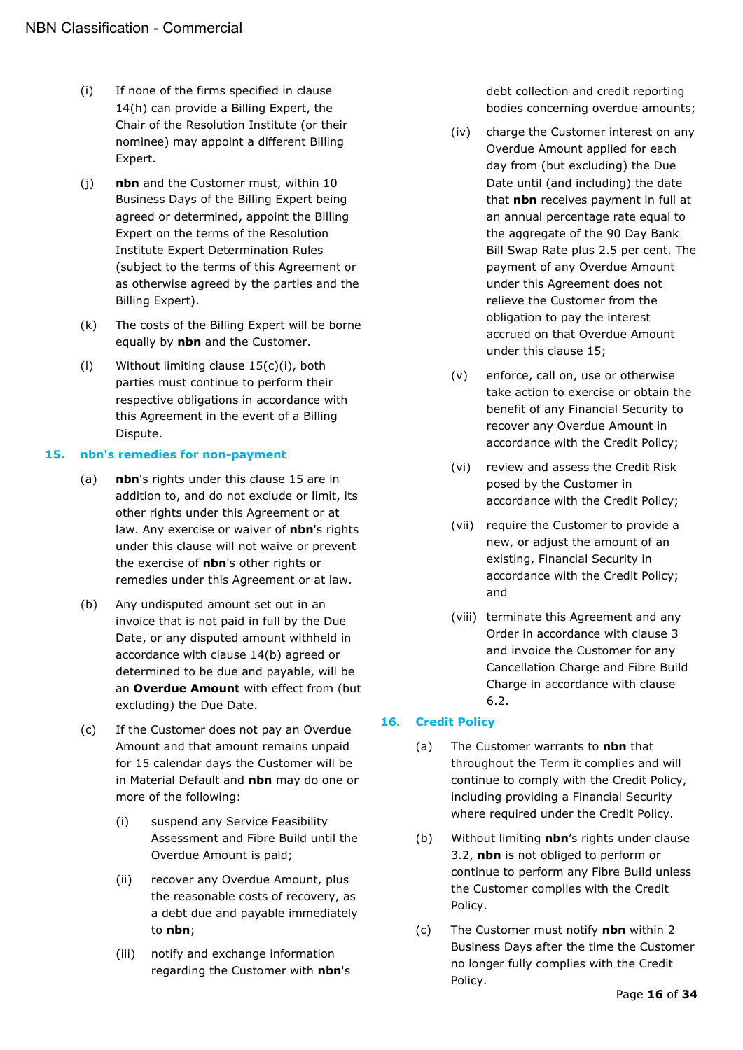(i) If none of the firms specified in clause 14(h) can provide a Billing Expert, the Chair of the Resolution Institute (or their nominee) may appoint a different Billing Expert.

(j) **nbn** and the Customer must, within 10 Business Days of the Billing Expert being agreed or determined, appoint the Billing Expert on the terms of the Resolution Institute Expert Determination Rules (subject to the terms of this Agreement or as otherwise agreed by the parties and the Billing Expert).

(k) The costs of the Billing Expert will be borne equally by **nbn** and the Customer.

(l) Without limiting clause 15(c)(i), both parties must continue to perform their respective obligations in accordance with this Agreement in the event of a Billing Dispute.

## 15. nbn's remedies for non-payment

(a) **nbn**'s rights under this clause 15 are in addition to, and do not exclude or limit, its other rights under this Agreement or at law. Any exercise or waiver of **nbn**'s rights under this clause will not waive or prevent the exercise of **nbn**'s other rights or remedies under this Agreement or at law.

(b) Any undisputed amount set out in an invoice that is not paid in full by the Due Date, or any disputed amount withheld in accordance with clause 14(b) agreed or determined to be due and payable, will be an **Overdue Amount** with effect from (but excluding) the Due Date.

(c) If the Customer does not pay an Overdue Amount and that amount remains unpaid for 15 calendar days the Customer will be in Material Default and **nbn** may do one or more of the following:

   (i) suspend any Service Feasibility Assessment and Fibre Build until the Overdue Amount is paid;

   (ii) recover any Overdue Amount, plus the reasonable costs of recovery, as a debt due and payable immediately to **nbn**;

   (iii) notify and exchange information regarding the Customer with **nbn**'s debt collection and credit reporting bodies concerning overdue amounts;

   (iv) charge the Customer interest on any Overdue Amount applied for each day from (but excluding) the Due Date until (and including) the date that **nbn** receives payment in full at an annual percentage rate equal to the aggregate of the 90 Day Bank Bill Swap Rate plus 2.5 per cent. The payment of any Overdue Amount under this Agreement does not relieve the Customer from the obligation to pay the interest accrued on that Overdue Amount under this clause 15;

   (v) enforce, call on, use or otherwise take action to exercise or obtain the benefit of any Financial Security to recover any Overdue Amount in accordance with the Credit Policy;

   (vi) review and assess the Credit Risk posed by the Customer in accordance with the Credit Policy;

   (vii) require the Customer to provide a new, or adjust the amount of an existing, Financial Security in accordance with the Credit Policy; and

   (viii) terminate this Agreement and any Order in accordance with clause 3 and invoice the Customer for any Cancellation Charge and Fibre Build Charge in accordance with clause 6.2.

## 16. Credit Policy

(a) The Customer warrants to **nbn** that throughout the Term it complies and will continue to comply with the Credit Policy, including providing a Financial Security where required under the Credit Policy.

(b) Without limiting **nbn**'s rights under clause 3.2, **nbn** is not obliged to perform or continue to perform any Fibre Build unless the Customer complies with the Credit Policy.

(c) The Customer must notify **nbn** within 2 Business Days after the time the Customer no longer fully complies with the Credit Policy.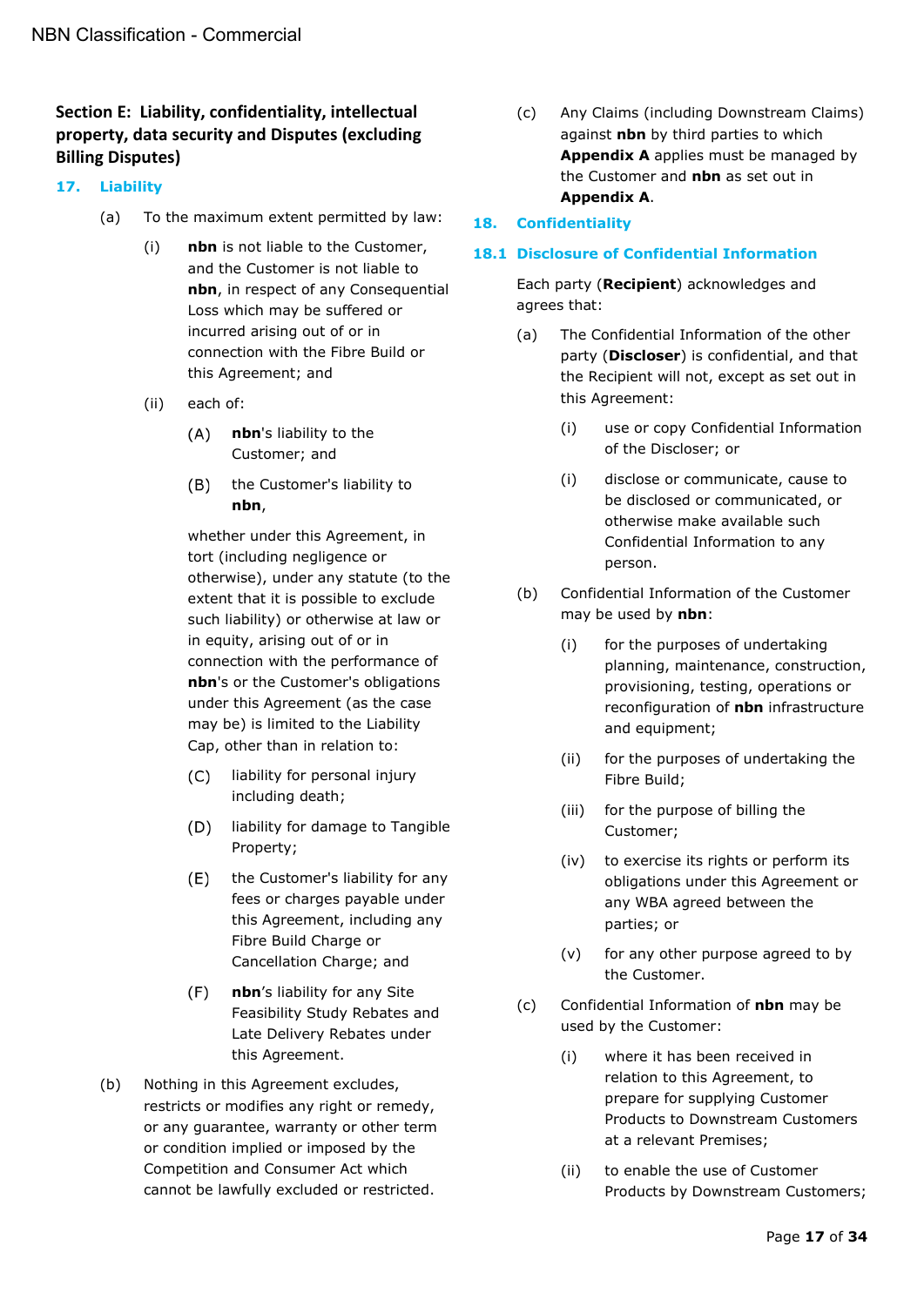## Section E: Liability, confidentiality, intellectual property, data security and Disputes (excluding Billing Disputes)

### 17. Liability

(a) To the maximum extent permitted by law:

(i) **nbn** is not liable to the Customer, and the Customer is not liable to **nbn**, in respect of any Consequential Loss which may be suffered or incurred arising out of or in connection with the Fibre Build or this Agreement; and

(ii) each of:

(A) **nbn**'s liability to the Customer; and

(B) the Customer's liability to **nbn**,

whether under this Agreement, in tort (including negligence or otherwise), under any statute (to the extent that it is possible to exclude such liability) or otherwise at law or in equity, arising out of or in connection with the performance of **nbn**'s or the Customer's obligations under this Agreement (as the case may be) is limited to the Liability Cap, other than in relation to:

(C) liability for personal injury including death;

(D) liability for damage to Tangible Property;

(E) the Customer's liability for any fees or charges payable under this Agreement, including any Fibre Build Charge or Cancellation Charge; and

(F) **nbn**'s liability for any Site Feasibility Study Rebates and Late Delivery Rebates under this Agreement.

(b) Nothing in this Agreement excludes, restricts or modifies any right or remedy, or any guarantee, warranty or other term or condition implied or imposed by the Competition and Consumer Act which cannot be lawfully excluded or restricted.

(c) Any Claims (including Downstream Claims) against **nbn** by third parties to which **Appendix A** applies must be managed by the Customer and **nbn** as set out in **Appendix A**.

### 18. Confidentiality

#### 18.1 Disclosure of Confidential Information

Each party (**Recipient**) acknowledges and agrees that:

(a) The Confidential Information of the other party (**Discloser**) is confidential, and that the Recipient will not, except as set out in this Agreement:

(i) use or copy Confidential Information of the Discloser; or

(i) disclose or communicate, cause to be disclosed or communicated, or otherwise make available such Confidential Information to any person.

(b) Confidential Information of the Customer may be used by **nbn**:

(i) for the purposes of undertaking planning, maintenance, construction, provisioning, testing, operations or reconfiguration of **nbn** infrastructure and equipment;

(ii) for the purposes of undertaking the Fibre Build;

(iii) for the purpose of billing the Customer;

(iv) to exercise its rights or perform its obligations under this Agreement or any WBA agreed between the parties; or

(v) for any other purpose agreed to by the Customer.

(c) Confidential Information of **nbn** may be used by the Customer:

(i) where it has been received in relation to this Agreement, to prepare for supplying Customer Products to Downstream Customers at a relevant Premises;

(ii) to enable the use of Customer Products by Downstream Customers;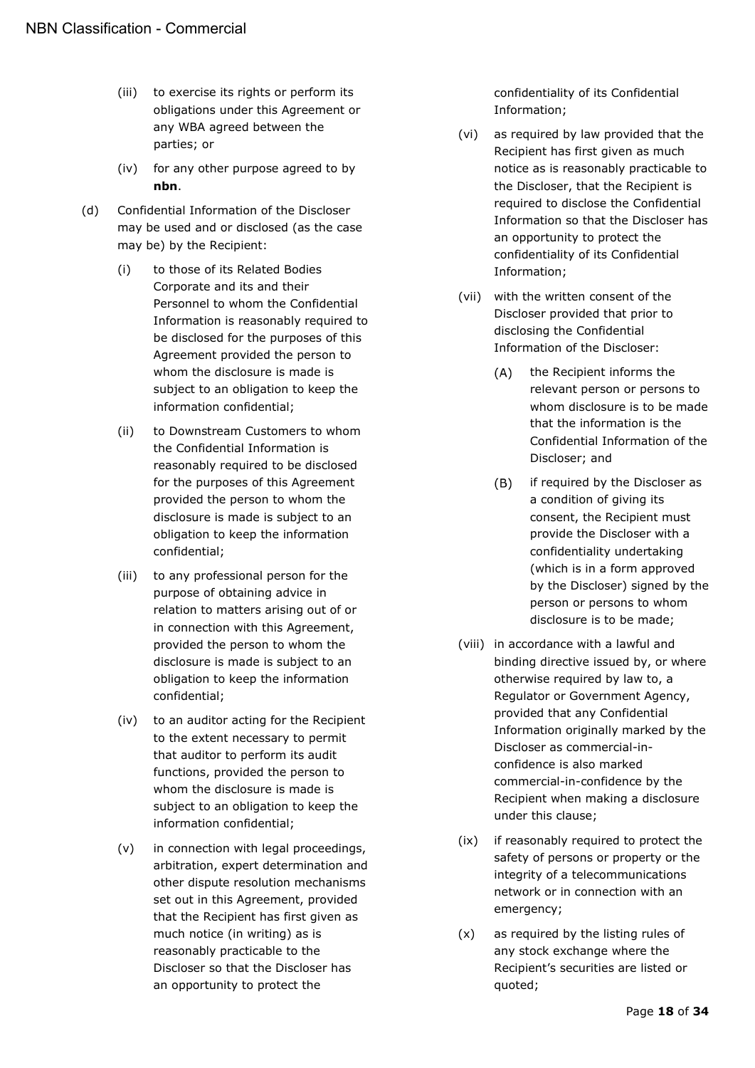(iii) to exercise its rights or perform its obligations under this Agreement or any WBA agreed between the parties; or

(iv) for any other purpose agreed to by **nbn**.

(d) Confidential Information of the Discloser may be used and or disclosed (as the case may be) by the Recipient:

(i) to those of its Related Bodies Corporate and its and their Personnel to whom the Confidential Information is reasonably required to be disclosed for the purposes of this Agreement provided the person to whom the disclosure is made is subject to an obligation to keep the information confidential;

(ii) to Downstream Customers to whom the Confidential Information is reasonably required to be disclosed for the purposes of this Agreement provided the person to whom the disclosure is made is subject to an obligation to keep the information confidential;

(iii) to any professional person for the purpose of obtaining advice in relation to matters arising out of or in connection with this Agreement, provided the person to whom the disclosure is made is subject to an obligation to keep the information confidential;

(iv) to an auditor acting for the Recipient to the extent necessary to permit that auditor to perform its audit functions, provided the person to whom the disclosure is made is subject to an obligation to keep the information confidential;

(v) in connection with legal proceedings, arbitration, expert determination and other dispute resolution mechanisms set out in this Agreement, provided that the Recipient has first given as much notice (in writing) as is reasonably practicable to the Discloser so that the Discloser has an opportunity to protect the confidentiality of its Confidential Information;

(vi) as required by law provided that the Recipient has first given as much notice as is reasonably practicable to the Discloser, that the Recipient is required to disclose the Confidential Information so that the Discloser has an opportunity to protect the confidentiality of its Confidential Information;

(vii) with the written consent of the Discloser provided that prior to disclosing the Confidential Information of the Discloser:

(A) the Recipient informs the relevant person or persons to whom disclosure is to be made that the information is the Confidential Information of the Discloser; and

(B) if required by the Discloser as a condition of giving its consent, the Recipient must provide the Discloser with a confidentiality undertaking (which is in a form approved by the Discloser) signed by the person or persons to whom disclosure is to be made;

(viii) in accordance with a lawful and binding directive issued by, or where otherwise required by law to, a Regulator or Government Agency, provided that any Confidential Information originally marked by the Discloser as commercial-in-confidence is also marked commercial-in-confidence by the Recipient when making a disclosure under this clause;

(ix) if reasonably required to protect the safety of persons or property or the integrity of a telecommunications network or in connection with an emergency;

(x) as required by the listing rules of any stock exchange where the Recipient's securities are listed or quoted;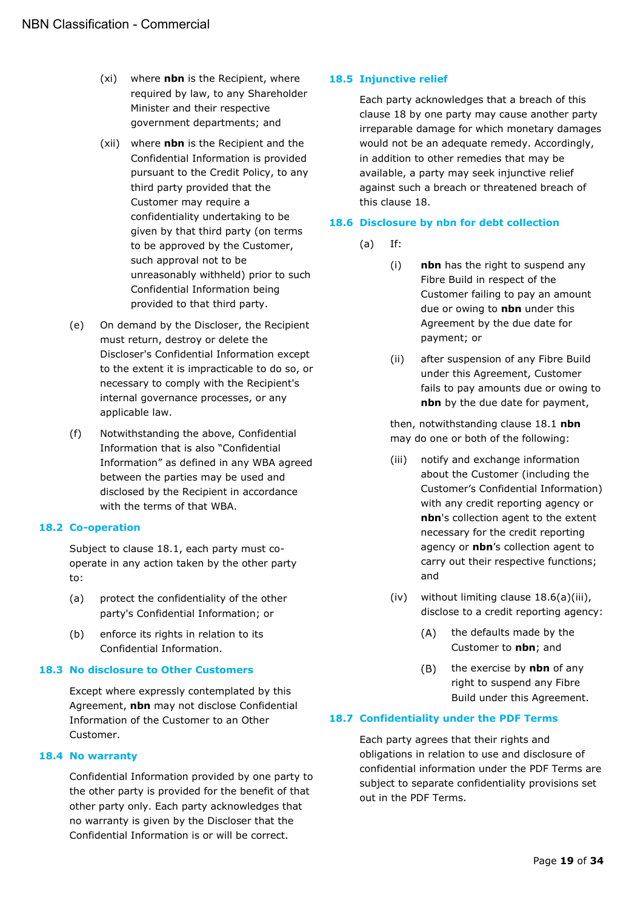(xi) where **nbn** is the Recipient, where required by law, to any Shareholder Minister and their respective government departments; and

(xii) where **nbn** is the Recipient and the Confidential Information is provided pursuant to the Credit Policy, to any third party provided that the Customer may require a confidentiality undertaking to be given by that third party (on terms to be approved by the Customer, such approval not to be unreasonably withheld) prior to such Confidential Information being provided to that third party.

(e) On demand by the Discloser, the Recipient must return, destroy or delete the Discloser's Confidential Information except to the extent it is impracticable to do so, or necessary to comply with the Recipient's internal governance processes, or any applicable law.

(f) Notwithstanding the above, Confidential Information that is also "Confidential Information" as defined in any WBA agreed between the parties may be used and disclosed by the Recipient in accordance with the terms of that WBA.

### 18.2 Co-operation

Subject to clause 18.1, each party must co-operate in any action taken by the other party to:

(a) protect the confidentiality of the other party's Confidential Information; or

(b) enforce its rights in relation to its Confidential Information.

### 18.3 No disclosure to Other Customers

Except where expressly contemplated by this Agreement, **nbn** may not disclose Confidential Information of the Customer to an Other Customer.

### 18.4 No warranty

Confidential Information provided by one party to the other party is provided for the benefit of that other party only. Each party acknowledges that no warranty is given by the Discloser that the Confidential Information is or will be correct.

### 18.5 Injunctive relief

Each party acknowledges that a breach of this clause 18 by one party may cause another party irreparable damage for which monetary damages would not be an adequate remedy. Accordingly, in addition to other remedies that may be available, a party may seek injunctive relief against such a breach or threatened breach of this clause 18.

### 18.6 Disclosure by nbn for debt collection

(a) If:

(i) **nbn** has the right to suspend any Fibre Build in respect of the Customer failing to pay an amount due or owing to **nbn** under this Agreement by the due date for payment; or

(ii) after suspension of any Fibre Build under this Agreement, Customer fails to pay amounts due or owing to **nbn** by the due date for payment,

then, notwithstanding clause 18.1 **nbn** may do one or both of the following:

(iii) notify and exchange information about the Customer (including the Customer's Confidential Information) with any credit reporting agency or **nbn**'s collection agent to the extent necessary for the credit reporting agency or **nbn**'s collection agent to carry out their respective functions; and

(iv) without limiting clause 18.6(a)(iii), disclose to a credit reporting agency:

(A) the defaults made by the Customer to **nbn**; and

(B) the exercise by **nbn** of any right to suspend any Fibre Build under this Agreement.

### 18.7 Confidentiality under the PDF Terms

Each party agrees that their rights and obligations in relation to use and disclosure of confidential information under the PDF Terms are subject to separate confidentiality provisions set out in the PDF Terms.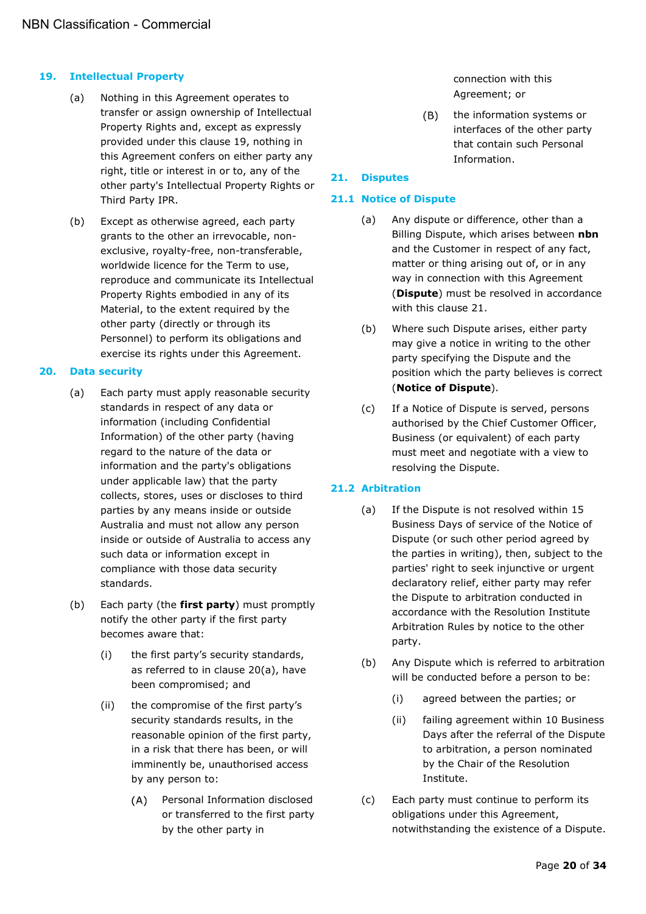## 19. Intellectual Property

(a) Nothing in this Agreement operates to transfer or assign ownership of Intellectual Property Rights and, except as expressly provided under this clause 19, nothing in this Agreement confers on either party any right, title or interest in or to, any of the other party's Intellectual Property Rights or Third Party IPR.

(b) Except as otherwise agreed, each party grants to the other an irrevocable, non-exclusive, royalty-free, non-transferable, worldwide licence for the Term to use, reproduce and communicate its Intellectual Property Rights embodied in any of its Material, to the extent required by the other party (directly or through its Personnel) to perform its obligations and exercise its rights under this Agreement.

## 20. Data security

(a) Each party must apply reasonable security standards in respect of any data or information (including Confidential Information) of the other party (having regard to the nature of the data or information and the party's obligations under applicable law) that the party collects, stores, uses or discloses to third parties by any means inside or outside Australia and must not allow any person inside or outside of Australia to access any such data or information except in compliance with those data security standards.

(b) Each party (the **first party**) must promptly notify the other party if the first party becomes aware that:

   (i) the first party's security standards, as referred to in clause 20(a), have been compromised; and

   (ii) the compromise of the first party's security standards results, in the reasonable opinion of the first party, in a risk that there has been, or will imminently be, unauthorised access by any person to:

      (A) Personal Information disclosed or transferred to the first party by the other party in connection with this Agreement; or

      (B) the information systems or interfaces of the other party that contain such Personal Information.

## 21. Disputes

### 21.1 Notice of Dispute

(a) Any dispute or difference, other than a Billing Dispute, which arises between **nbn** and the Customer in respect of any fact, matter or thing arising out of, or in any way in connection with this Agreement (**Dispute**) must be resolved in accordance with this clause 21.

(b) Where such Dispute arises, either party may give a notice in writing to the other party specifying the Dispute and the position which the party believes is correct (**Notice of Dispute**).

(c) If a Notice of Dispute is served, persons authorised by the Chief Customer Officer, Business (or equivalent) of each party must meet and negotiate with a view to resolving the Dispute.

### 21.2 Arbitration

(a) If the Dispute is not resolved within 15 Business Days of service of the Notice of Dispute (or such other period agreed by the parties in writing), then, subject to the parties' right to seek injunctive or urgent declaratory relief, either party may refer the Dispute to arbitration conducted in accordance with the Resolution Institute Arbitration Rules by notice to the other party.

(b) Any Dispute which is referred to arbitration will be conducted before a person to be:

   (i) agreed between the parties; or

   (ii) failing agreement within 10 Business Days after the referral of the Dispute to arbitration, a person nominated by the Chair of the Resolution Institute.

(c) Each party must continue to perform its obligations under this Agreement, notwithstanding the existence of a Dispute.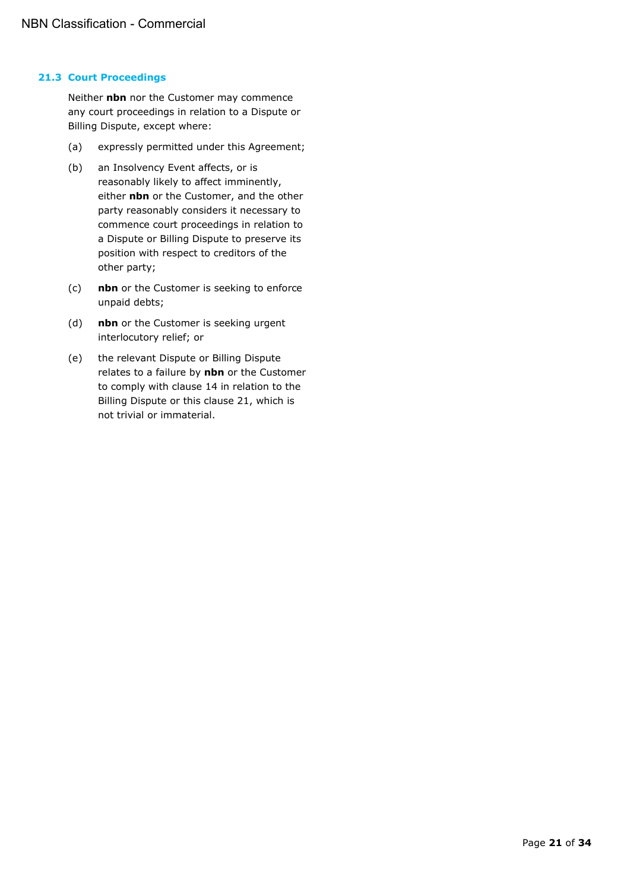### 21.3 Court Proceedings

Neither **nbn** nor the Customer may commence any court proceedings in relation to a Dispute or Billing Dispute, except where:

(a) expressly permitted under this Agreement;

(b) an Insolvency Event affects, or is reasonably likely to affect imminently, either **nbn** or the Customer, and the other party reasonably considers it necessary to commence court proceedings in relation to a Dispute or Billing Dispute to preserve its position with respect to creditors of the other party;

(c) **nbn** or the Customer is seeking to enforce unpaid debts;

(d) **nbn** or the Customer is seeking urgent interlocutory relief; or

(e) the relevant Dispute or Billing Dispute relates to a failure by **nbn** or the Customer to comply with clause 14 in relation to the Billing Dispute or this clause 21, which is not trivial or immaterial.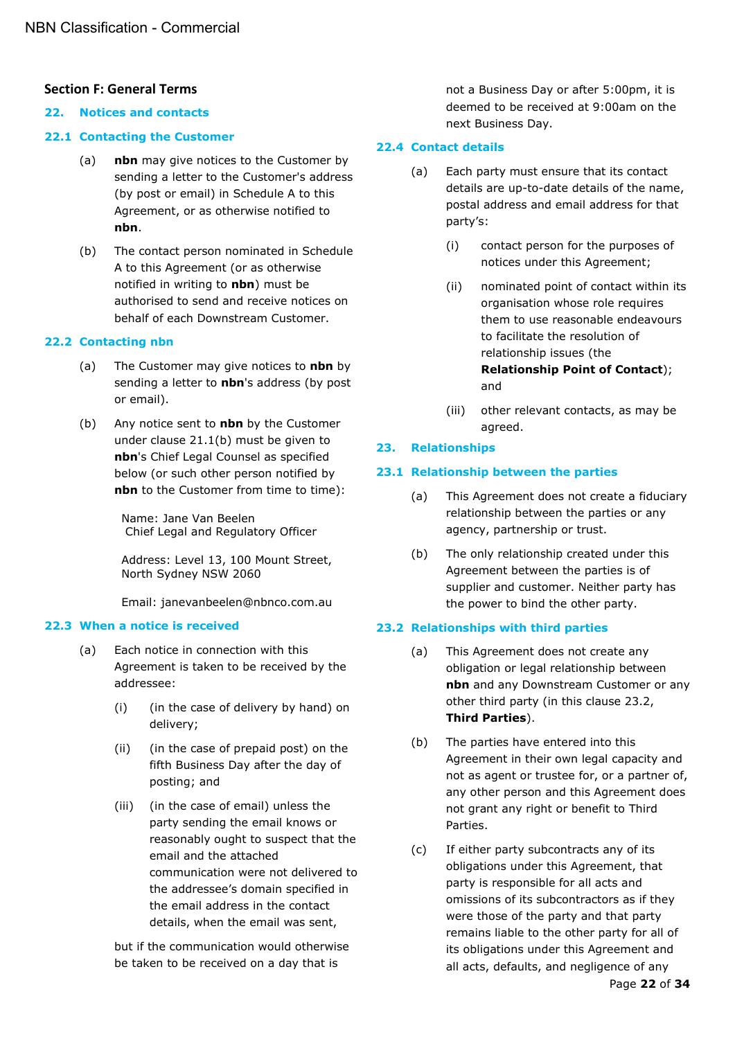## Section F: General Terms

### 22. Notices and contacts

#### 22.1 Contacting the Customer

(a) **nbn** may give notices to the Customer by sending a letter to the Customer's address (by post or email) in Schedule A to this Agreement, or as otherwise notified to **nbn**.

(b) The contact person nominated in Schedule A to this Agreement (or as otherwise notified in writing to **nbn**) must be authorised to send and receive notices on behalf of each Downstream Customer.

#### 22.2 Contacting nbn

(a) The Customer may give notices to **nbn** by sending a letter to **nbn**'s address (by post or email).

(b) Any notice sent to **nbn** by the Customer under clause 21.1(b) must be given to **nbn**'s Chief Legal Counsel as specified below (or such other person notified by **nbn** to the Customer from time to time):

Name: Jane Van Beelen
Chief Legal and Regulatory Officer

Address: Level 13, 100 Mount Street, North Sydney NSW 2060

Email: janevanbeelen@nbnco.com.au

#### 22.3 When a notice is received

(a) Each notice in connection with this Agreement is taken to be received by the addressee:

(i) (in the case of delivery by hand) on delivery;

(ii) (in the case of prepaid post) on the fifth Business Day after the day of posting; and

(iii) (in the case of email) unless the party sending the email knows or reasonably ought to suspect that the email and the attached communication were not delivered to the addressee's domain specified in the email address in the contact details, when the email was sent,

but if the communication would otherwise be taken to be received on a day that is not a Business Day or after 5:00pm, it is deemed to be received at 9:00am on the next Business Day.

#### 22.4 Contact details

(a) Each party must ensure that its contact details are up-to-date details of the name, postal address and email address for that party's:

(i) contact person for the purposes of notices under this Agreement;

(ii) nominated point of contact within its organisation whose role requires them to use reasonable endeavours to facilitate the resolution of relationship issues (the **Relationship Point of Contact**); and

(iii) other relevant contacts, as may be agreed.

### 23. Relationships

#### 23.1 Relationship between the parties

(a) This Agreement does not create a fiduciary relationship between the parties or any agency, partnership or trust.

(b) The only relationship created under this Agreement between the parties is of supplier and customer. Neither party has the power to bind the other party.

#### 23.2 Relationships with third parties

(a) This Agreement does not create any obligation or legal relationship between **nbn** and any Downstream Customer or any other third party (in this clause 23.2, **Third Parties**).

(b) The parties have entered into this Agreement in their own legal capacity and not as agent or trustee for, or a partner of, any other person and this Agreement does not grant any right or benefit to Third Parties.

(c) If either party subcontracts any of its obligations under this Agreement, that party is responsible for all acts and omissions of its subcontractors as if they were those of the party and that party remains liable to the other party for all of its obligations under this Agreement and all acts, defaults, and negligence of any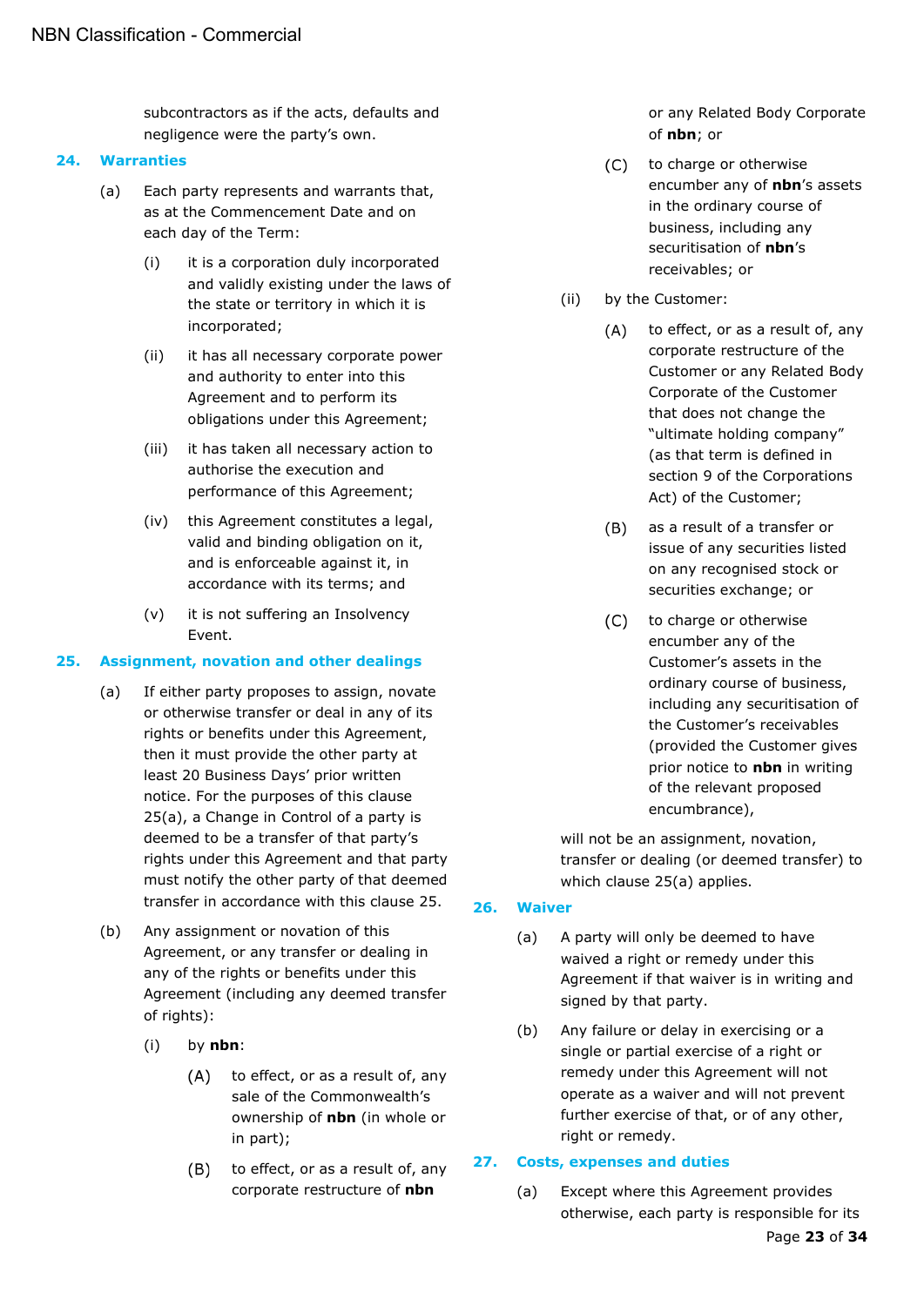subcontractors as if the acts, defaults and negligence were the party's own.

## 24. Warranties

(a) Each party represents and warrants that, as at the Commencement Date and on each day of the Term:

(i) it is a corporation duly incorporated and validly existing under the laws of the state or territory in which it is incorporated;

(ii) it has all necessary corporate power and authority to enter into this Agreement and to perform its obligations under this Agreement;

(iii) it has taken all necessary action to authorise the execution and performance of this Agreement;

(iv) this Agreement constitutes a legal, valid and binding obligation on it, and is enforceable against it, in accordance with its terms; and

(v) it is not suffering an Insolvency Event.

## 25. Assignment, novation and other dealings

(a) If either party proposes to assign, novate or otherwise transfer or deal in any of its rights or benefits under this Agreement, then it must provide the other party at least 20 Business Days' prior written notice. For the purposes of this clause 25(a), a Change in Control of a party is deemed to be a transfer of that party's rights under this Agreement and that party must notify the other party of that deemed transfer in accordance with this clause 25.

(b) Any assignment or novation of this Agreement, or any transfer or dealing in any of the rights or benefits under this Agreement (including any deemed transfer of rights):

(i) by **nbn**:

(A) to effect, or as a result of, any sale of the Commonwealth's ownership of **nbn** (in whole or in part);

(B) to effect, or as a result of, any corporate restructure of **nbn** or any Related Body Corporate of **nbn**; or

(C) to charge or otherwise encumber any of **nbn**'s assets in the ordinary course of business, including any securitisation of **nbn**'s receivables; or

(ii) by the Customer:

(A) to effect, or as a result of, any corporate restructure of the Customer or any Related Body Corporate of the Customer that does not change the "ultimate holding company" (as that term is defined in section 9 of the Corporations Act) of the Customer;

(B) as a result of a transfer or issue of any securities listed on any recognised stock or securities exchange; or

(C) to charge or otherwise encumber any of the Customer's assets in the ordinary course of business, including any securitisation of the Customer's receivables (provided the Customer gives prior notice to **nbn** in writing of the relevant proposed encumbrance),

will not be an assignment, novation, transfer or dealing (or deemed transfer) to which clause 25(a) applies.

## 26. Waiver

(a) A party will only be deemed to have waived a right or remedy under this Agreement if that waiver is in writing and signed by that party.

(b) Any failure or delay in exercising or a single or partial exercise of a right or remedy under this Agreement will not operate as a waiver and will not prevent further exercise of that, or of any other, right or remedy.

## 27. Costs, expenses and duties

(a) Except where this Agreement provides otherwise, each party is responsible for its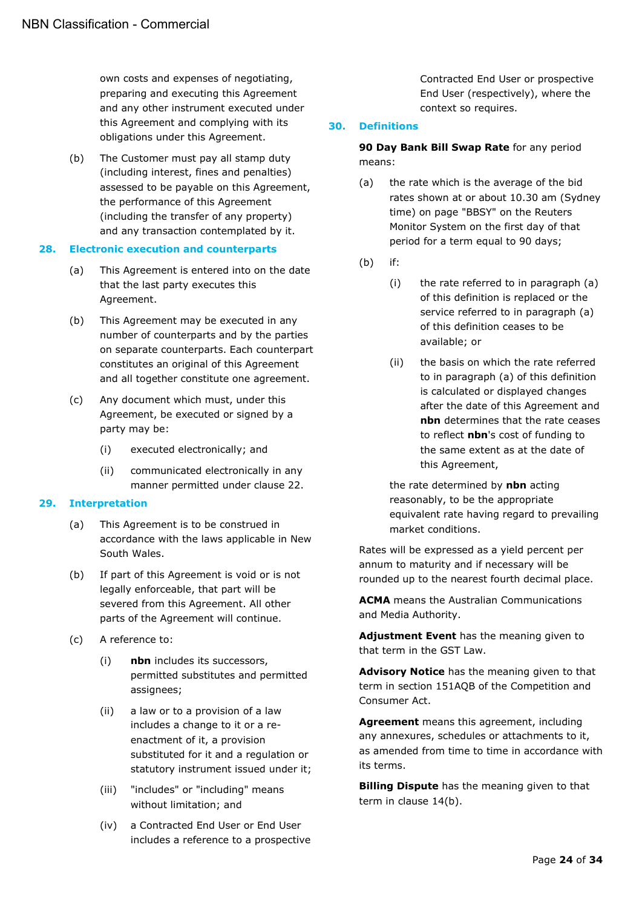own costs and expenses of negotiating, preparing and executing this Agreement and any other instrument executed under this Agreement and complying with its obligations under this Agreement.

(b) The Customer must pay all stamp duty (including interest, fines and penalties) assessed to be payable on this Agreement, the performance of this Agreement (including the transfer of any property) and any transaction contemplated by it.

## 28. Electronic execution and counterparts

(a) This Agreement is entered into on the date that the last party executes this Agreement.

(b) This Agreement may be executed in any number of counterparts and by the parties on separate counterparts. Each counterpart constitutes an original of this Agreement and all together constitute one agreement.

(c) Any document which must, under this Agreement, be executed or signed by a party may be:

  (i) executed electronically; and

  (ii) communicated electronically in any manner permitted under clause 22.

## 29. Interpretation

(a) This Agreement is to be construed in accordance with the laws applicable in New South Wales.

(b) If part of this Agreement is void or is not legally enforceable, that part will be severed from this Agreement. All other parts of the Agreement will continue.

(c) A reference to:

  (i) **nbn** includes its successors, permitted substitutes and permitted assignees;

  (ii) a law or to a provision of a law includes a change to it or a re-enactment of it, a provision substituted for it and a regulation or statutory instrument issued under it;

  (iii) "includes" or "including" means without limitation; and

  (iv) a Contracted End User or End User includes a reference to a prospective Contracted End User or prospective End User (respectively), where the context so requires.

## 30. Definitions

**90 Day Bank Bill Swap Rate** for any period means:

(a) the rate which is the average of the bid rates shown at or about 10.30 am (Sydney time) on page "BBSY" on the Reuters Monitor System on the first day of that period for a term equal to 90 days;

(b) if:

  (i) the rate referred to in paragraph (a) of this definition is replaced or the service referred to in paragraph (a) of this definition ceases to be available; or

  (ii) the basis on which the rate referred to in paragraph (a) of this definition is calculated or displayed changes after the date of this Agreement and **nbn** determines that the rate ceases to reflect **nbn**'s cost of funding to the same extent as at the date of this Agreement,

  the rate determined by **nbn** acting reasonably, to be the appropriate equivalent rate having regard to prevailing market conditions.

Rates will be expressed as a yield percent per annum to maturity and if necessary will be rounded up to the nearest fourth decimal place.

**ACMA** means the Australian Communications and Media Authority.

**Adjustment Event** has the meaning given to that term in the GST Law.

**Advisory Notice** has the meaning given to that term in section 151AQB of the Competition and Consumer Act.

**Agreement** means this agreement, including any annexures, schedules or attachments to it, as amended from time to time in accordance with its terms.

**Billing Dispute** has the meaning given to that term in clause 14(b).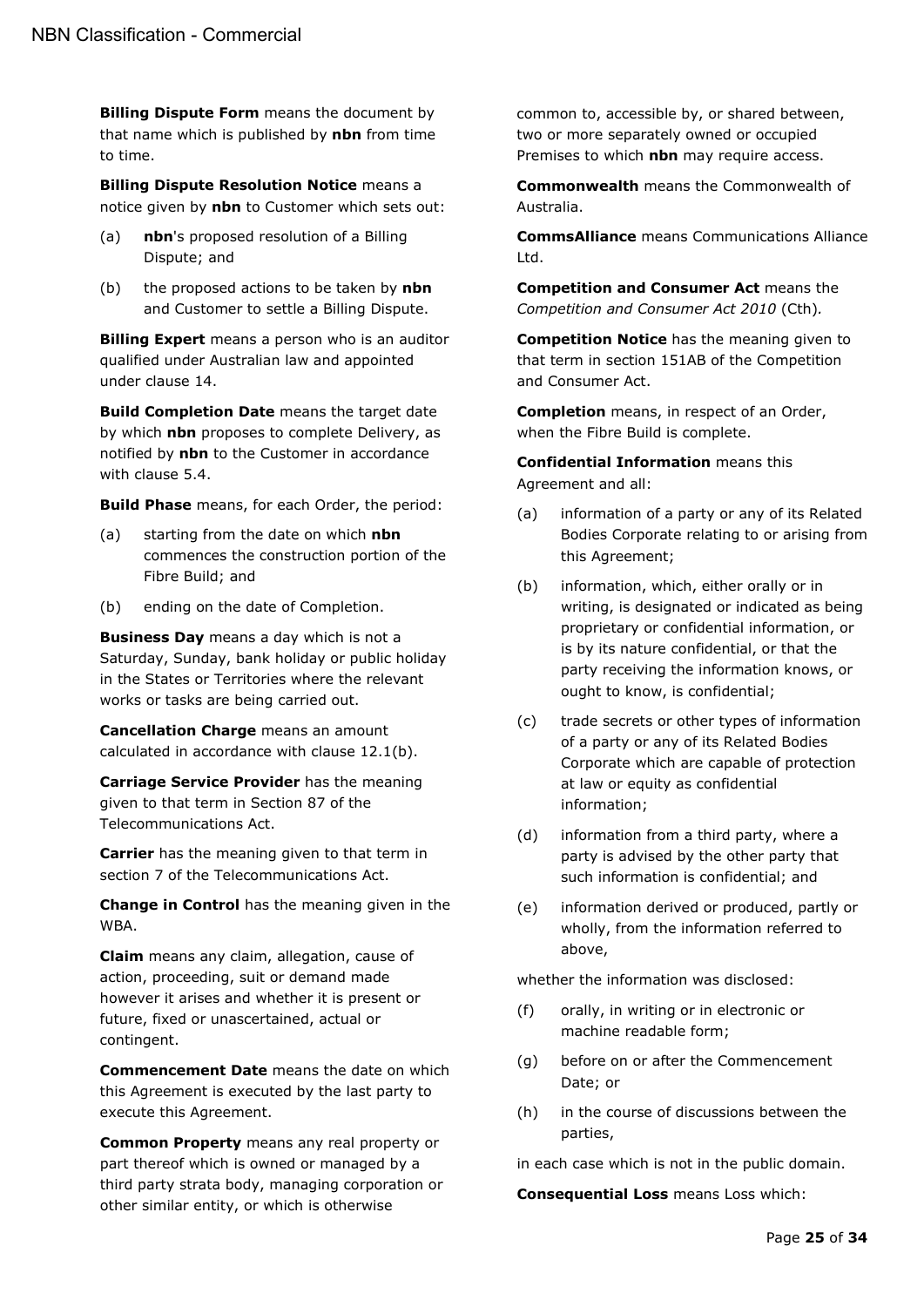**Billing Dispute Form** means the document by that name which is published by **nbn** from time to time.

**Billing Dispute Resolution Notice** means a notice given by **nbn** to Customer which sets out:

(a) **nbn**'s proposed resolution of a Billing Dispute; and

(b) the proposed actions to be taken by **nbn** and Customer to settle a Billing Dispute.

**Billing Expert** means a person who is an auditor qualified under Australian law and appointed under clause 14.

**Build Completion Date** means the target date by which **nbn** proposes to complete Delivery, as notified by **nbn** to the Customer in accordance with clause 5.4.

**Build Phase** means, for each Order, the period:

(a) starting from the date on which **nbn** commences the construction portion of the Fibre Build; and

(b) ending on the date of Completion.

**Business Day** means a day which is not a Saturday, Sunday, bank holiday or public holiday in the States or Territories where the relevant works or tasks are being carried out.

**Cancellation Charge** means an amount calculated in accordance with clause 12.1(b).

**Carriage Service Provider** has the meaning given to that term in Section 87 of the Telecommunications Act.

**Carrier** has the meaning given to that term in section 7 of the Telecommunications Act.

**Change in Control** has the meaning given in the WBA.

**Claim** means any claim, allegation, cause of action, proceeding, suit or demand made however it arises and whether it is present or future, fixed or unascertained, actual or contingent.

**Commencement Date** means the date on which this Agreement is executed by the last party to execute this Agreement.

**Common Property** means any real property or part thereof which is owned or managed by a third party strata body, managing corporation or other similar entity, or which is otherwise common to, accessible by, or shared between, two or more separately owned or occupied Premises to which **nbn** may require access.

**Commonwealth** means the Commonwealth of Australia.

**CommsAlliance** means Communications Alliance Ltd.

**Competition and Consumer Act** means the *Competition and Consumer Act 2010* (Cth).

**Competition Notice** has the meaning given to that term in section 151AB of the Competition and Consumer Act.

**Completion** means, in respect of an Order, when the Fibre Build is complete.

**Confidential Information** means this Agreement and all:

(a) information of a party or any of its Related Bodies Corporate relating to or arising from this Agreement;

(b) information, which, either orally or in writing, is designated or indicated as being proprietary or confidential information, or is by its nature confidential, or that the party receiving the information knows, or ought to know, is confidential;

(c) trade secrets or other types of information of a party or any of its Related Bodies Corporate which are capable of protection at law or equity as confidential information;

(d) information from a third party, where a party is advised by the other party that such information is confidential; and

(e) information derived or produced, partly or wholly, from the information referred to above,

whether the information was disclosed:

(f) orally, in writing or in electronic or machine readable form;

(g) before on or after the Commencement Date; or

(h) in the course of discussions between the parties,

in each case which is not in the public domain.

**Consequential Loss** means Loss which: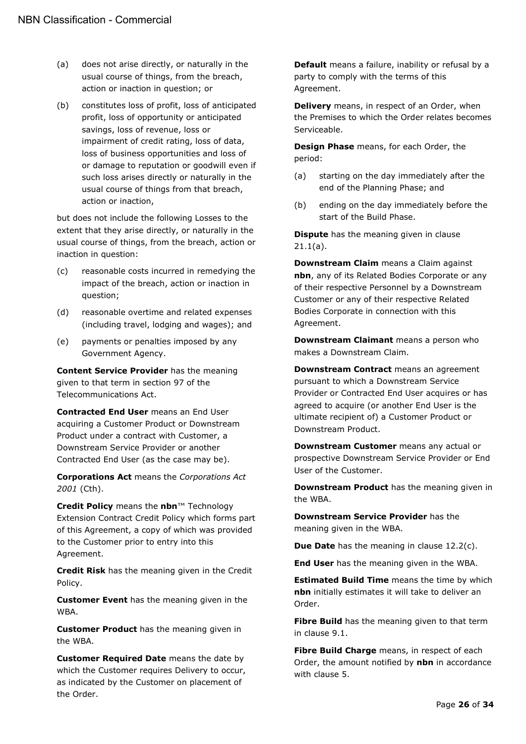(a) does not arise directly, or naturally in the usual course of things, from the breach, action or inaction in question; or

(b) constitutes loss of profit, loss of anticipated profit, loss of opportunity or anticipated savings, loss of revenue, loss or impairment of credit rating, loss of data, loss of business opportunities and loss of or damage to reputation or goodwill even if such loss arises directly or naturally in the usual course of things from that breach, action or inaction,

but does not include the following Losses to the extent that they arise directly, or naturally in the usual course of things, from the breach, action or inaction in question:

(c) reasonable costs incurred in remedying the impact of the breach, action or inaction in question;

(d) reasonable overtime and related expenses (including travel, lodging and wages); and

(e) payments or penalties imposed by any Government Agency.

**Content Service Provider** has the meaning given to that term in section 97 of the Telecommunications Act.

**Contracted End User** means an End User acquiring a Customer Product or Downstream Product under a contract with Customer, a Downstream Service Provider or another Contracted End User (as the case may be).

**Corporations Act** means the *Corporations Act 2001* (Cth).

**Credit Policy** means the **nbn**™ Technology Extension Contract Credit Policy which forms part of this Agreement, a copy of which was provided to the Customer prior to entry into this Agreement.

**Credit Risk** has the meaning given in the Credit Policy.

**Customer Event** has the meaning given in the WBA.

**Customer Product** has the meaning given in the WBA.

**Customer Required Date** means the date by which the Customer requires Delivery to occur, as indicated by the Customer on placement of the Order.

**Default** means a failure, inability or refusal by a party to comply with the terms of this Agreement.

**Delivery** means, in respect of an Order, when the Premises to which the Order relates becomes Serviceable.

**Design Phase** means, for each Order, the period:

(a) starting on the day immediately after the end of the Planning Phase; and

(b) ending on the day immediately before the start of the Build Phase.

**Dispute** has the meaning given in clause 21.1(a).

**Downstream Claim** means a Claim against **nbn**, any of its Related Bodies Corporate or any of their respective Personnel by a Downstream Customer or any of their respective Related Bodies Corporate in connection with this Agreement.

**Downstream Claimant** means a person who makes a Downstream Claim.

**Downstream Contract** means an agreement pursuant to which a Downstream Service Provider or Contracted End User acquires or has agreed to acquire (or another End User is the ultimate recipient of) a Customer Product or Downstream Product.

**Downstream Customer** means any actual or prospective Downstream Service Provider or End User of the Customer.

**Downstream Product** has the meaning given in the WBA.

**Downstream Service Provider** has the meaning given in the WBA.

**Due Date** has the meaning in clause 12.2(c).

**End User** has the meaning given in the WBA.

**Estimated Build Time** means the time by which **nbn** initially estimates it will take to deliver an Order.

**Fibre Build** has the meaning given to that term in clause 9.1.

**Fibre Build Charge** means, in respect of each Order, the amount notified by **nbn** in accordance with clause 5.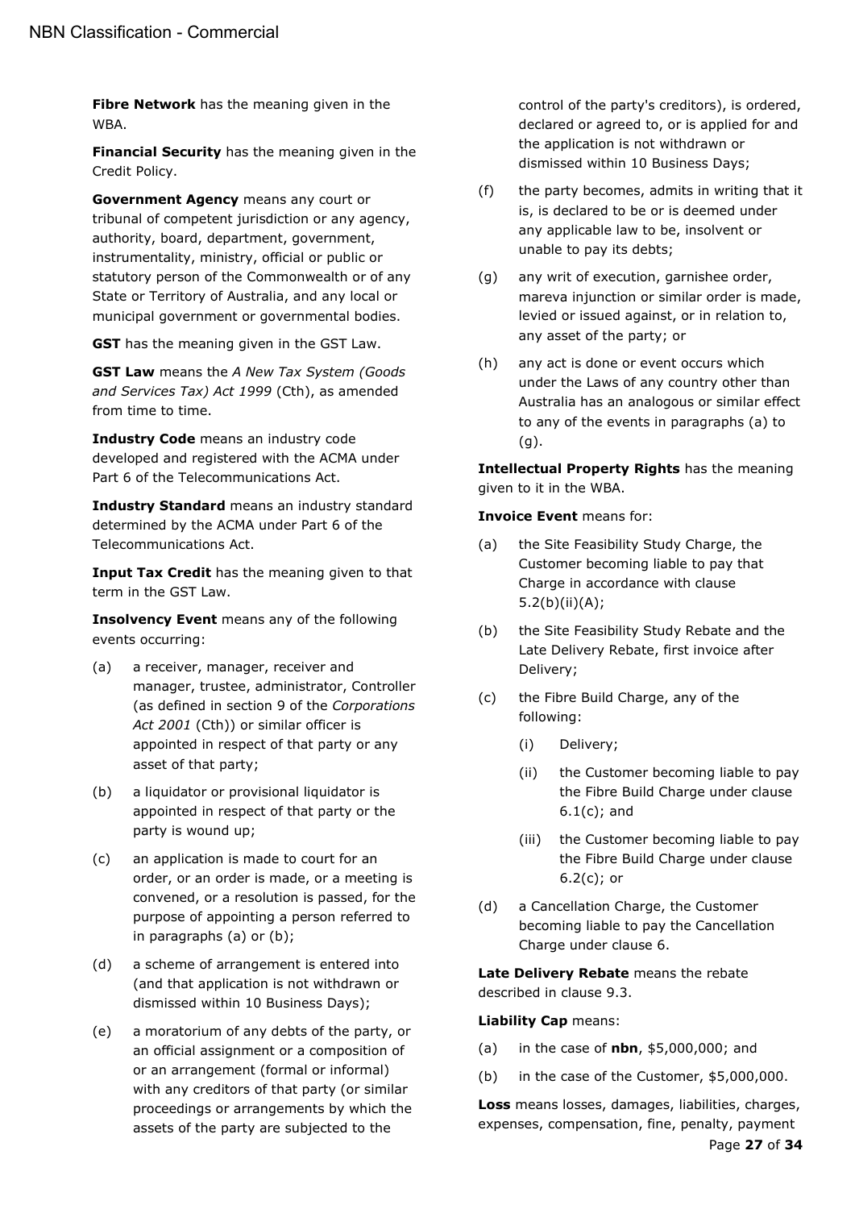**Fibre Network** has the meaning given in the WBA.

**Financial Security** has the meaning given in the Credit Policy.

**Government Agency** means any court or tribunal of competent jurisdiction or any agency, authority, board, department, government, instrumentality, ministry, official or public or statutory person of the Commonwealth or of any State or Territory of Australia, and any local or municipal government or governmental bodies.

**GST** has the meaning given in the GST Law.

**GST Law** means the *A New Tax System (Goods and Services Tax) Act 1999* (Cth), as amended from time to time.

**Industry Code** means an industry code developed and registered with the ACMA under Part 6 of the Telecommunications Act.

**Industry Standard** means an industry standard determined by the ACMA under Part 6 of the Telecommunications Act.

**Input Tax Credit** has the meaning given to that term in the GST Law.

**Insolvency Event** means any of the following events occurring:

(a) a receiver, manager, receiver and manager, trustee, administrator, Controller (as defined in section 9 of the *Corporations Act 2001* (Cth)) or similar officer is appointed in respect of that party or any asset of that party;

(b) a liquidator or provisional liquidator is appointed in respect of that party or the party is wound up;

(c) an application is made to court for an order, or an order is made, or a meeting is convened, or a resolution is passed, for the purpose of appointing a person referred to in paragraphs (a) or (b);

(d) a scheme of arrangement is entered into (and that application is not withdrawn or dismissed within 10 Business Days);

(e) a moratorium of any debts of the party, or an official assignment or a composition of or an arrangement (formal or informal) with any creditors of that party (or similar proceedings or arrangements by which the assets of the party are subjected to the control of the party's creditors), is ordered, declared or agreed to, or is applied for and the application is not withdrawn or dismissed within 10 Business Days;

(f) the party becomes, admits in writing that it is, is declared to be or is deemed under any applicable law to be, insolvent or unable to pay its debts;

(g) any writ of execution, garnishee order, mareva injunction or similar order is made, levied or issued against, or in relation to, any asset of the party; or

(h) any act is done or event occurs which under the Laws of any country other than Australia has an analogous or similar effect to any of the events in paragraphs (a) to (g).

**Intellectual Property Rights** has the meaning given to it in the WBA.

**Invoice Event** means for:

(a) the Site Feasibility Study Charge, the Customer becoming liable to pay that Charge in accordance with clause 5.2(b)(ii)(A);

(b) the Site Feasibility Study Rebate and the Late Delivery Rebate, first invoice after Delivery;

(c) the Fibre Build Charge, any of the following:

    (i) Delivery;

    (ii) the Customer becoming liable to pay the Fibre Build Charge under clause 6.1(c); and

    (iii) the Customer becoming liable to pay the Fibre Build Charge under clause 6.2(c); or

(d) a Cancellation Charge, the Customer becoming liable to pay the Cancellation Charge under clause 6.

**Late Delivery Rebate** means the rebate described in clause 9.3.

**Liability Cap** means:

(a) in the case of **nbn**, $5,000,000; and

(b) in the case of the Customer, $5,000,000.

**Loss** means losses, damages, liabilities, charges, expenses, compensation, fine, penalty, payment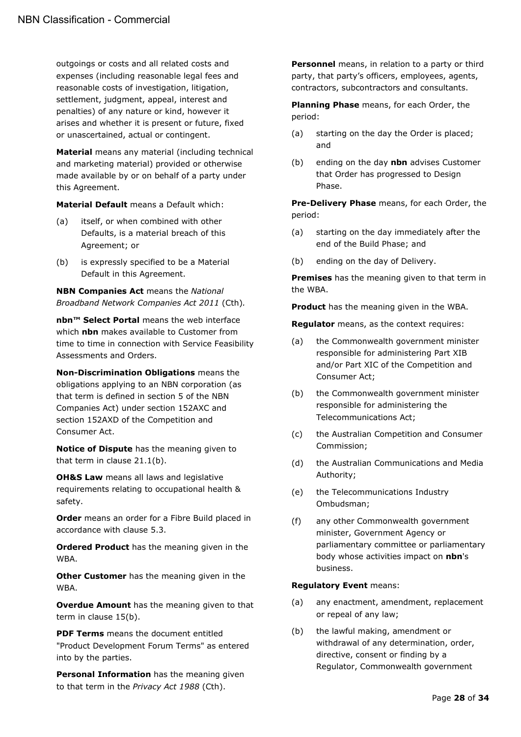outgoings or costs and all related costs and expenses (including reasonable legal fees and reasonable costs of investigation, litigation, settlement, judgment, appeal, interest and penalties) of any nature or kind, however it arises and whether it is present or future, fixed or unascertained, actual or contingent.

**Material** means any material (including technical and marketing material) provided or otherwise made available by or on behalf of a party under this Agreement.

**Material Default** means a Default which:

(a) itself, or when combined with other Defaults, is a material breach of this Agreement; or

(b) is expressly specified to be a Material Default in this Agreement.

**NBN Companies Act** means the *National Broadband Network Companies Act 2011* (Cth).

**nbn™ Select Portal** means the web interface which **nbn** makes available to Customer from time to time in connection with Service Feasibility Assessments and Orders.

**Non-Discrimination Obligations** means the obligations applying to an NBN corporation (as that term is defined in section 5 of the NBN Companies Act) under section 152AXC and section 152AXD of the Competition and Consumer Act.

**Notice of Dispute** has the meaning given to that term in clause 21.1(b).

**OH&S Law** means all laws and legislative requirements relating to occupational health & safety.

**Order** means an order for a Fibre Build placed in accordance with clause 5.3.

**Ordered Product** has the meaning given in the WBA.

**Other Customer** has the meaning given in the WBA.

**Overdue Amount** has the meaning given to that term in clause 15(b).

**PDF Terms** means the document entitled "Product Development Forum Terms" as entered into by the parties.

**Personal Information** has the meaning given to that term in the *Privacy Act 1988* (Cth).

**Personnel** means, in relation to a party or third party, that party's officers, employees, agents, contractors, subcontractors and consultants.

**Planning Phase** means, for each Order, the period:

(a) starting on the day the Order is placed; and

(b) ending on the day **nbn** advises Customer that Order has progressed to Design Phase.

**Pre-Delivery Phase** means, for each Order, the period:

(a) starting on the day immediately after the end of the Build Phase; and

(b) ending on the day of Delivery.

**Premises** has the meaning given to that term in the WBA.

**Product** has the meaning given in the WBA.

**Regulator** means, as the context requires:

(a) the Commonwealth government minister responsible for administering Part XIB and/or Part XIC of the Competition and Consumer Act;

(b) the Commonwealth government minister responsible for administering the Telecommunications Act;

(c) the Australian Competition and Consumer Commission;

(d) the Australian Communications and Media Authority;

(e) the Telecommunications Industry Ombudsman;

(f) any other Commonwealth government minister, Government Agency or parliamentary committee or parliamentary body whose activities impact on **nbn**'s business.

**Regulatory Event** means:

(a) any enactment, amendment, replacement or repeal of any law;

(b) the lawful making, amendment or withdrawal of any determination, order, directive, consent or finding by a Regulator, Commonwealth government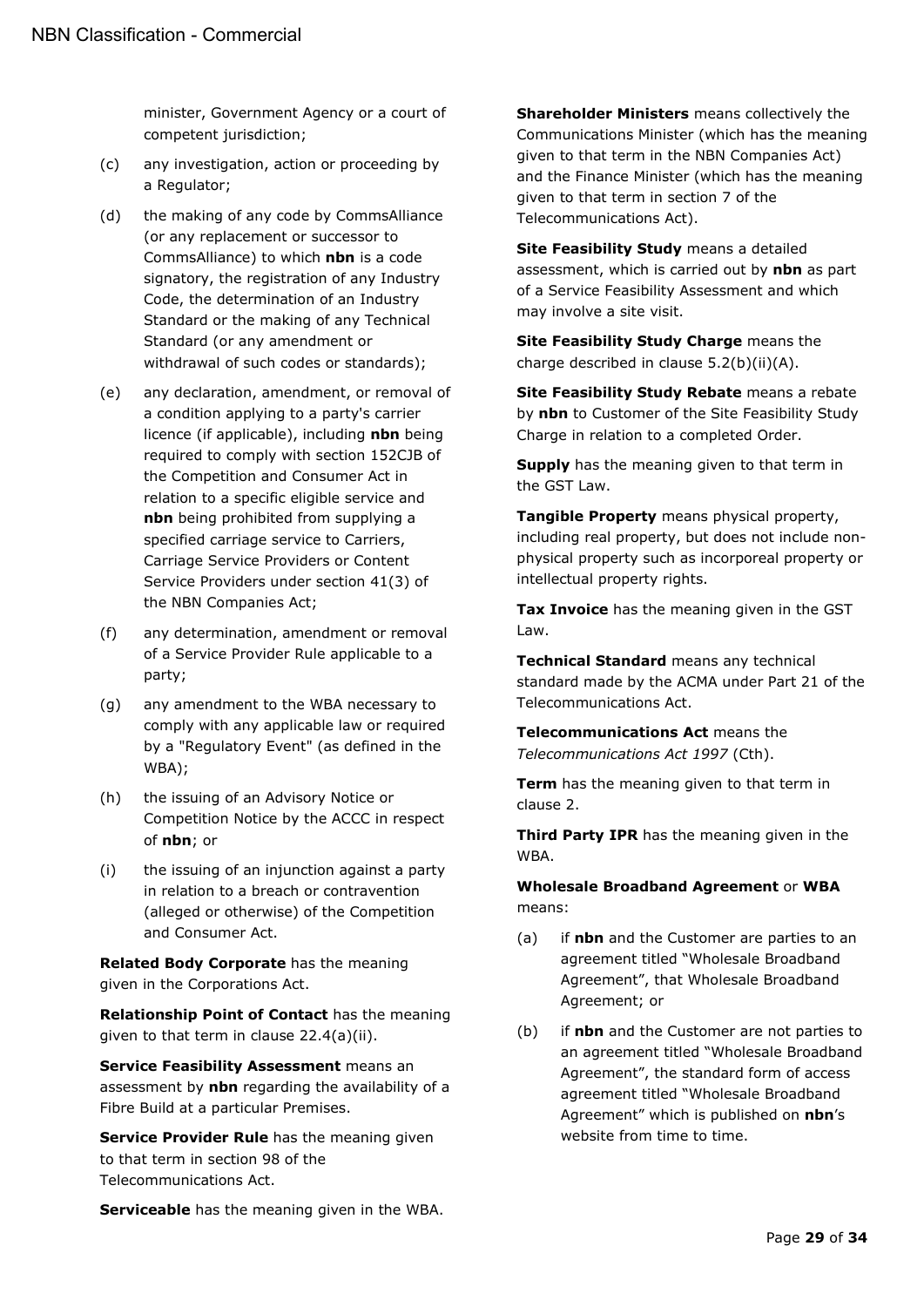minister, Government Agency or a court of competent jurisdiction;

(c) any investigation, action or proceeding by a Regulator;

(d) the making of any code by CommsAlliance (or any replacement or successor to CommsAlliance) to which **nbn** is a code signatory, the registration of any Industry Code, the determination of an Industry Standard or the making of any Technical Standard (or any amendment or withdrawal of such codes or standards);

(e) any declaration, amendment, or removal of a condition applying to a party's carrier licence (if applicable), including **nbn** being required to comply with section 152CJB of the Competition and Consumer Act in relation to a specific eligible service and **nbn** being prohibited from supplying a specified carriage service to Carriers, Carriage Service Providers or Content Service Providers under section 41(3) of the NBN Companies Act;

(f) any determination, amendment or removal of a Service Provider Rule applicable to a party;

(g) any amendment to the WBA necessary to comply with any applicable law or required by a "Regulatory Event" (as defined in the WBA);

(h) the issuing of an Advisory Notice or Competition Notice by the ACCC in respect of **nbn**; or

(i) the issuing of an injunction against a party in relation to a breach or contravention (alleged or otherwise) of the Competition and Consumer Act.

**Related Body Corporate** has the meaning given in the Corporations Act.

**Relationship Point of Contact** has the meaning given to that term in clause 22.4(a)(ii).

**Service Feasibility Assessment** means an assessment by **nbn** regarding the availability of a Fibre Build at a particular Premises.

**Service Provider Rule** has the meaning given to that term in section 98 of the Telecommunications Act.

**Serviceable** has the meaning given in the WBA.

**Shareholder Ministers** means collectively the Communications Minister (which has the meaning given to that term in the NBN Companies Act) and the Finance Minister (which has the meaning given to that term in section 7 of the Telecommunications Act).

**Site Feasibility Study** means a detailed assessment, which is carried out by **nbn** as part of a Service Feasibility Assessment and which may involve a site visit.

**Site Feasibility Study Charge** means the charge described in clause 5.2(b)(ii)(A).

**Site Feasibility Study Rebate** means a rebate by **nbn** to Customer of the Site Feasibility Study Charge in relation to a completed Order.

**Supply** has the meaning given to that term in the GST Law.

**Tangible Property** means physical property, including real property, but does not include non-physical property such as incorporeal property or intellectual property rights.

**Tax Invoice** has the meaning given in the GST Law.

**Technical Standard** means any technical standard made by the ACMA under Part 21 of the Telecommunications Act.

**Telecommunications Act** means the *Telecommunications Act 1997* (Cth).

**Term** has the meaning given to that term in clause 2.

**Third Party IPR** has the meaning given in the WBA.

**Wholesale Broadband Agreement** or **WBA** means:

(a) if **nbn** and the Customer are parties to an agreement titled "Wholesale Broadband Agreement", that Wholesale Broadband Agreement; or

(b) if **nbn** and the Customer are not parties to an agreement titled "Wholesale Broadband Agreement", the standard form of access agreement titled "Wholesale Broadband Agreement" which is published on **nbn**'s website from time to time.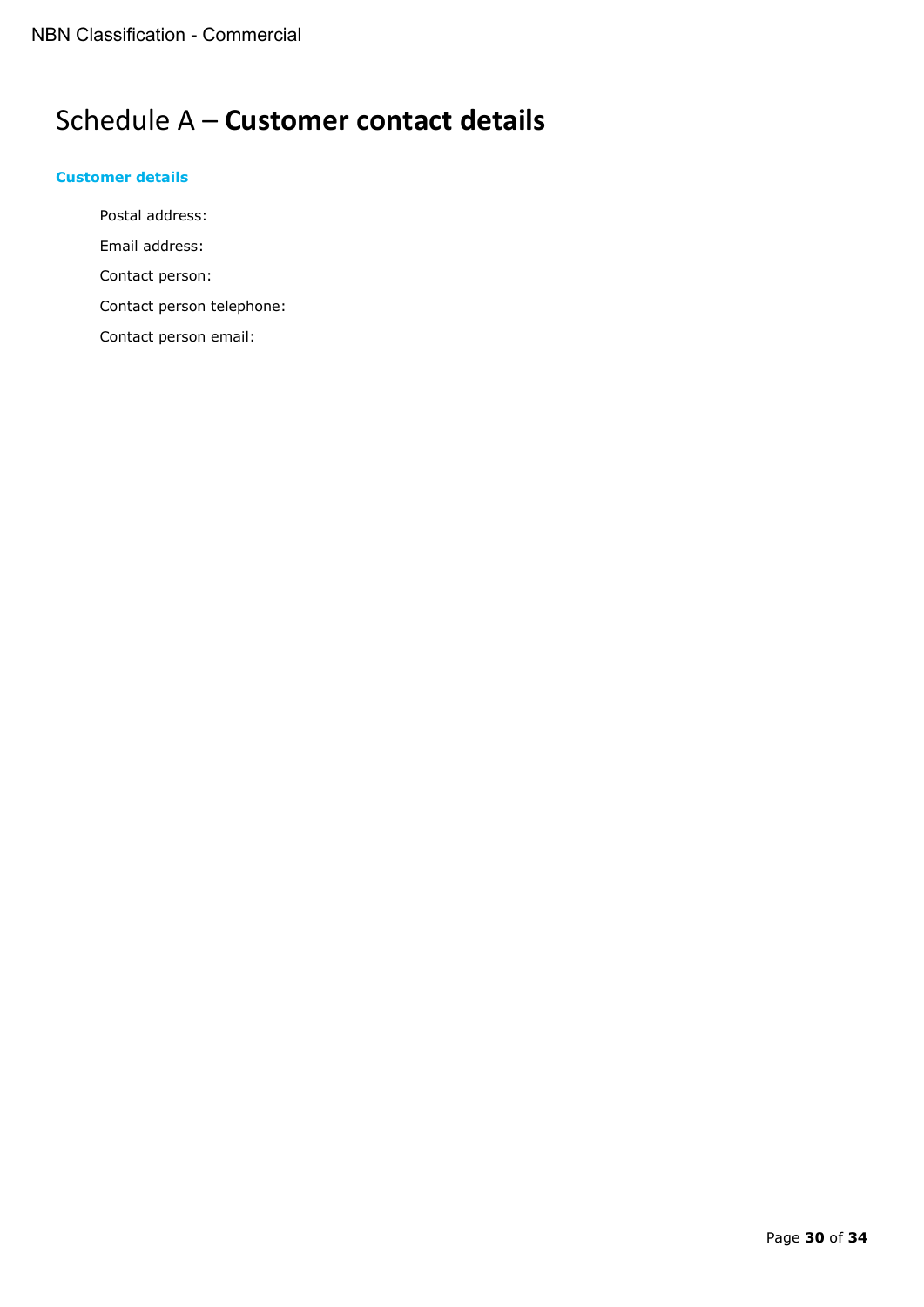# Schedule A – **Customer contact details**

### Customer details

Postal address:

Email address:

Contact person:

Contact person telephone:

Contact person email: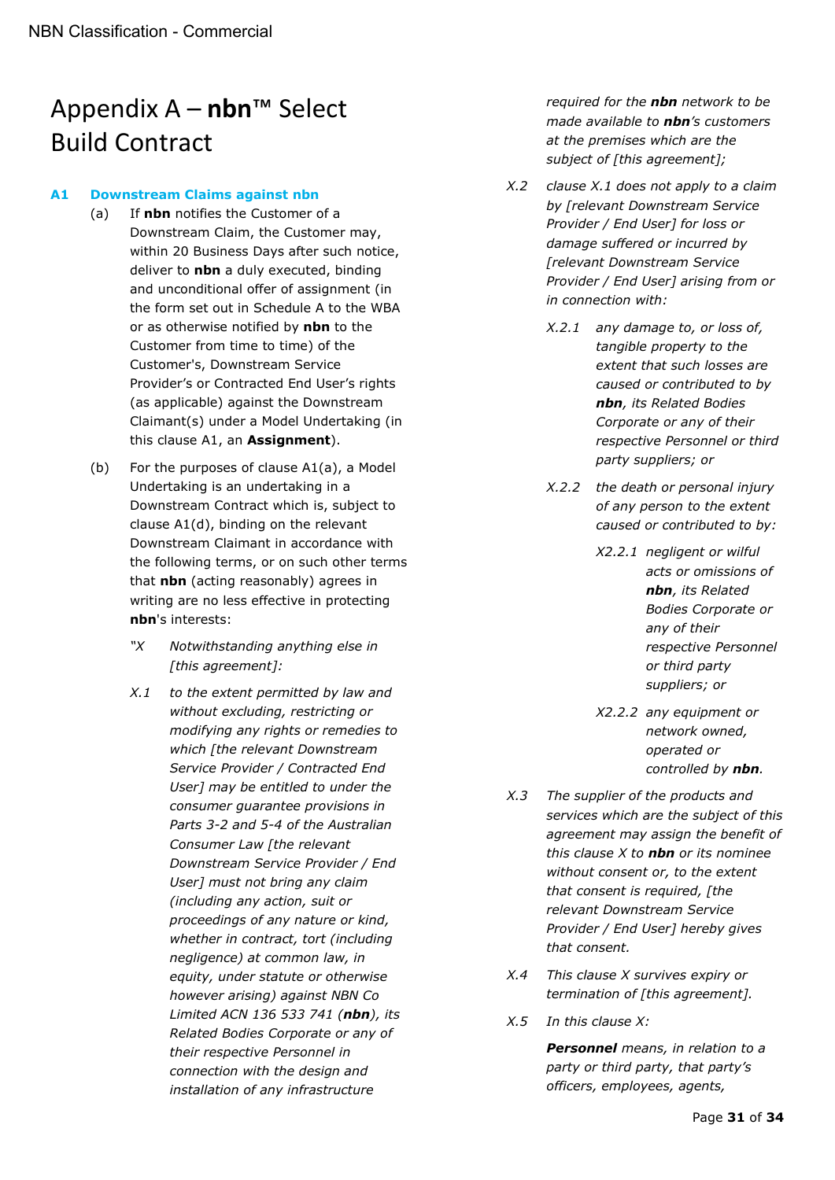# Appendix A – **nbn**™ Select Build Contract

### A1 Downstream Claims against nbn

(a) If **nbn** notifies the Customer of a Downstream Claim, the Customer may, within 20 Business Days after such notice, deliver to **nbn** a duly executed, binding and unconditional offer of assignment (in the form set out in Schedule A to the WBA or as otherwise notified by **nbn** to the Customer from time to time) of the Customer's, Downstream Service Provider's or Contracted End User's rights (as applicable) against the Downstream Claimant(s) under a Model Undertaking (in this clause A1, an **Assignment**).

(b) For the purposes of clause A1(a), a Model Undertaking is an undertaking in a Downstream Contract which is, subject to clause A1(d), binding on the relevant Downstream Claimant in accordance with the following terms, or on such other terms that **nbn** (acting reasonably) agrees in writing are no less effective in protecting **nbn**'s interests:

*"X Notwithstanding anything else in [this agreement]:*

*X.1 to the extent permitted by law and without excluding, restricting or modifying any rights or remedies to which [the relevant Downstream Service Provider / Contracted End User] may be entitled to under the consumer guarantee provisions in Parts 3-2 and 5-4 of the Australian Consumer Law [the relevant Downstream Service Provider / End User] must not bring any claim (including any action, suit or proceedings of any nature or kind, whether in contract, tort (including negligence) at common law, in equity, under statute or otherwise however arising) against NBN Co Limited ACN 136 533 741 (**nbn**), its Related Bodies Corporate or any of their respective Personnel in connection with the design and installation of any infrastructure required for the **nbn** network to be made available to **nbn**'s customers at the premises which are the subject of [this agreement];*

*X.2 clause X.1 does not apply to a claim by [relevant Downstream Service Provider / End User] for loss or damage suffered or incurred by [relevant Downstream Service Provider / End User] arising from or in connection with:*

*X.2.1 any damage to, or loss of, tangible property to the extent that such losses are caused or contributed to by **nbn**, its Related Bodies Corporate or any of their respective Personnel or third party suppliers; or*

*X.2.2 the death or personal injury of any person to the extent caused or contributed to by:*

*X2.2.1 negligent or wilful acts or omissions of **nbn**, its Related Bodies Corporate or any of their respective Personnel or third party suppliers; or*

*X2.2.2 any equipment or network owned, operated or controlled by **nbn**.*

*X.3 The supplier of the products and services which are the subject of this agreement may assign the benefit of this clause X to **nbn** or its nominee without consent or, to the extent that consent is required, [the relevant Downstream Service Provider / End User] hereby gives that consent.*

*X.4 This clause X survives expiry or termination of [this agreement].*

*X.5 In this clause X:*

***Personnel** means, in relation to a party or third party, that party's officers, employees, agents,*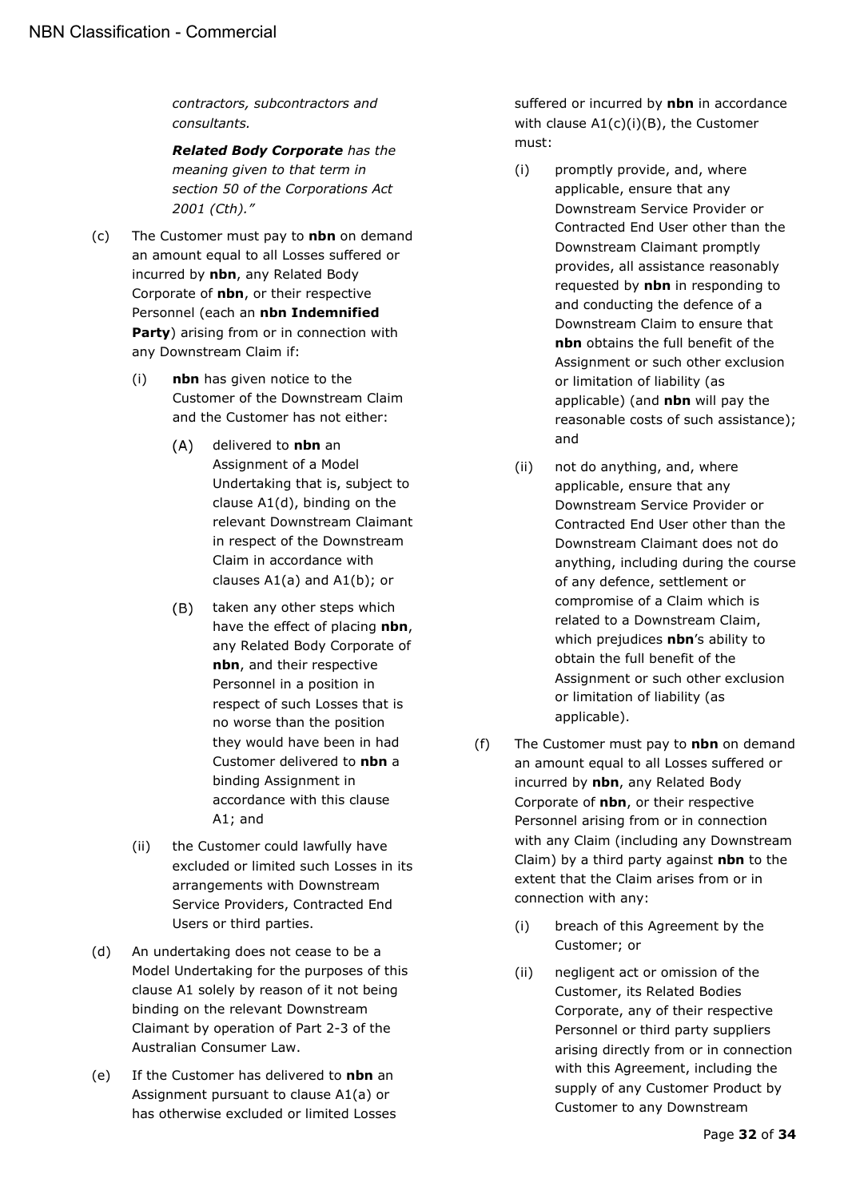*contractors, subcontractors and consultants.*

***Related Body Corporate** has the meaning given to that term in section 50 of the Corporations Act 2001 (Cth).”*

(c) The Customer must pay to **nbn** on demand an amount equal to all Losses suffered or incurred by **nbn**, any Related Body Corporate of **nbn**, or their respective Personnel (each an **nbn Indemnified Party**) arising from or in connection with any Downstream Claim if:

(i) **nbn** has given notice to the Customer of the Downstream Claim and the Customer has not either:

(A) delivered to **nbn** an Assignment of a Model Undertaking that is, subject to clause A1(d), binding on the relevant Downstream Claimant in respect of the Downstream Claim in accordance with clauses A1(a) and A1(b); or

(B) taken any other steps which have the effect of placing **nbn**, any Related Body Corporate of **nbn**, and their respective Personnel in a position in respect of such Losses that is no worse than the position they would have been in had Customer delivered to **nbn** a binding Assignment in accordance with this clause A1; and

(ii) the Customer could lawfully have excluded or limited such Losses in its arrangements with Downstream Service Providers, Contracted End Users or third parties.

(d) An undertaking does not cease to be a Model Undertaking for the purposes of this clause A1 solely by reason of it not being binding on the relevant Downstream Claimant by operation of Part 2-3 of the Australian Consumer Law.

(e) If the Customer has delivered to **nbn** an Assignment pursuant to clause A1(a) or has otherwise excluded or limited Losses suffered or incurred by **nbn** in accordance with clause A1(c)(i)(B), the Customer must:

(i) promptly provide, and, where applicable, ensure that any Downstream Service Provider or Contracted End User other than the Downstream Claimant promptly provides, all assistance reasonably requested by **nbn** in responding to and conducting the defence of a Downstream Claim to ensure that **nbn** obtains the full benefit of the Assignment or such other exclusion or limitation of liability (as applicable) (and **nbn** will pay the reasonable costs of such assistance); and

(ii) not do anything, and, where applicable, ensure that any Downstream Service Provider or Contracted End User other than the Downstream Claimant does not do anything, including during the course of any defence, settlement or compromise of a Claim which is related to a Downstream Claim, which prejudices **nbn**’s ability to obtain the full benefit of the Assignment or such other exclusion or limitation of liability (as applicable).

(f) The Customer must pay to **nbn** on demand an amount equal to all Losses suffered or incurred by **nbn**, any Related Body Corporate of **nbn**, or their respective Personnel arising from or in connection with any Claim (including any Downstream Claim) by a third party against **nbn** to the extent that the Claim arises from or in connection with any:

(i) breach of this Agreement by the Customer; or

(ii) negligent act or omission of the Customer, its Related Bodies Corporate, any of their respective Personnel or third party suppliers arising directly from or in connection with this Agreement, including the supply of any Customer Product by Customer to any Downstream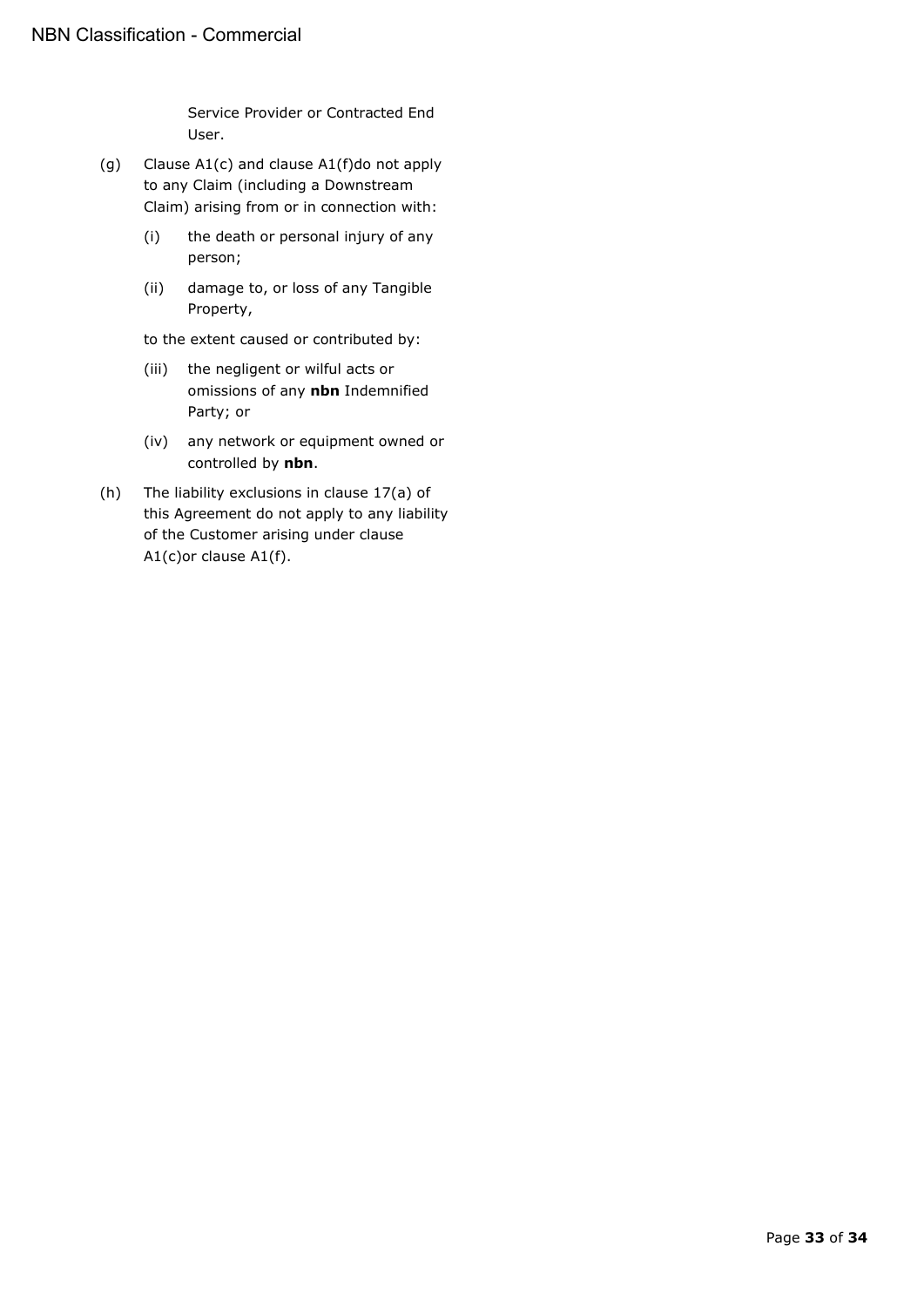Service Provider or Contracted End User.

(g) Clause A1(c) and clause A1(f)do not apply to any Claim (including a Downstream Claim) arising from or in connection with:

   (i) the death or personal injury of any person;

   (ii) damage to, or loss of any Tangible Property,

   to the extent caused or contributed by:

   (iii) the negligent or wilful acts or omissions of any **nbn** Indemnified Party; or

   (iv) any network or equipment owned or controlled by **nbn**.

(h) The liability exclusions in clause 17(a) of this Agreement do not apply to any liability of the Customer arising under clause A1(c)or clause A1(f).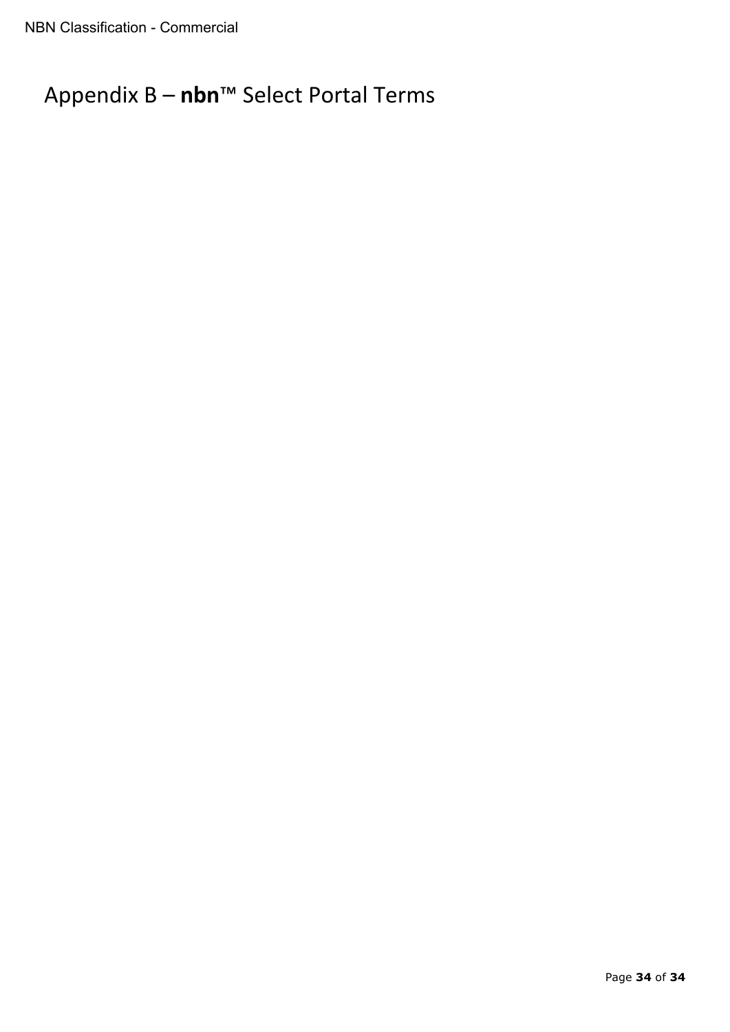# Appendix B – **nbn**™ Select Portal Terms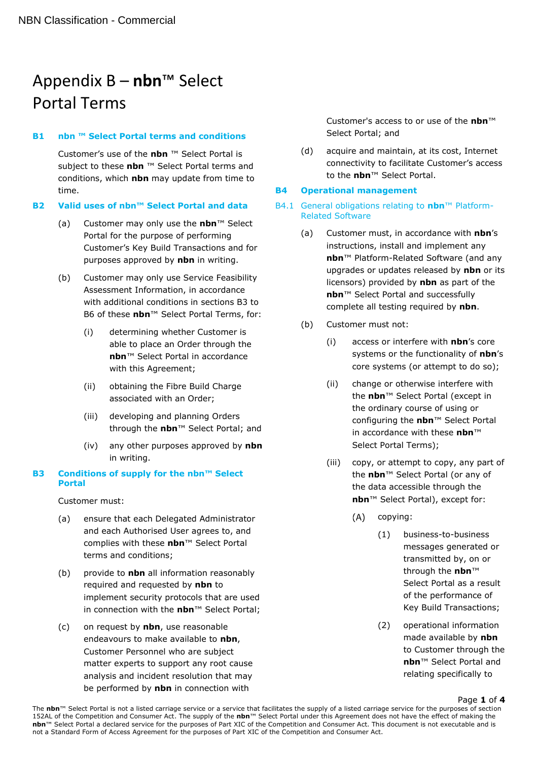# Appendix B – **nbn**™ Select Portal Terms

## B1 nbn ™ Select Portal terms and conditions

Customer's use of the **nbn** ™ Select Portal is subject to these **nbn** ™ Select Portal terms and conditions, which **nbn** may update from time to time.

## B2 Valid uses of nbn™ Select Portal and data

(a) Customer may only use the **nbn**™ Select Portal for the purpose of performing Customer's Key Build Transactions and for purposes approved by **nbn** in writing.

(b) Customer may only use Service Feasibility Assessment Information, in accordance with additional conditions in sections B3 to B6 of these **nbn**™ Select Portal Terms, for:

(i) determining whether Customer is able to place an Order through the **nbn**™ Select Portal in accordance with this Agreement;

(ii) obtaining the Fibre Build Charge associated with an Order;

(iii) developing and planning Orders through the **nbn**™ Select Portal; and

(iv) any other purposes approved by **nbn** in writing.

## B3 Conditions of supply for the nbn™ Select Portal

Customer must:

(a) ensure that each Delegated Administrator and each Authorised User agrees to, and complies with these **nbn**™ Select Portal terms and conditions;

(b) provide to **nbn** all information reasonably required and requested by **nbn** to implement security protocols that are used in connection with the **nbn**™ Select Portal;

(c) on request by **nbn**, use reasonable endeavours to make available to **nbn**, Customer Personnel who are subject matter experts to support any root cause analysis and incident resolution that may be performed by **nbn** in connection with Customer's access to or use of the **nbn**™ Select Portal; and

(d) acquire and maintain, at its cost, Internet connectivity to facilitate Customer's access to the **nbn**™ Select Portal.

## B4 Operational management

### B4.1 General obligations relating to nbn™ Platform-Related Software

(a) Customer must, in accordance with **nbn**'s instructions, install and implement any **nbn**™ Platform-Related Software (and any upgrades or updates released by **nbn** or its licensors) provided by **nbn** as part of the **nbn**™ Select Portal and successfully complete all testing required by **nbn**.

(b) Customer must not:

(i) access or interfere with **nbn**'s core systems or the functionality of **nbn**'s core systems (or attempt to do so);

(ii) change or otherwise interfere with the **nbn**™ Select Portal (except in the ordinary course of using or configuring the **nbn**™ Select Portal in accordance with these **nbn**™ Select Portal Terms);

(iii) copy, or attempt to copy, any part of the **nbn**™ Select Portal (or any of the data accessible through the **nbn**™ Select Portal), except for:

(A) copying:

(1) business-to-business messages generated or transmitted by, on or through the **nbn**™ Select Portal as a result of the performance of Key Build Transactions;

(2) operational information made available by **nbn** to Customer through the **nbn**™ Select Portal and relating specifically to

The **nbn**™ Select Portal is not a listed carriage service or a service that facilitates the supply of a listed carriage service for the purposes of section 152AL of the Competition and Consumer Act. The supply of the **nbn**™ Select Portal under this Agreement does not have the effect of making the **nbn**™ Select Portal a declared service for the purposes of Part XIC of the Competition and Consumer Act. This document is not executable and is not a Standard Form of Access Agreement for the purposes of Part XIC of the Competition and Consumer Act.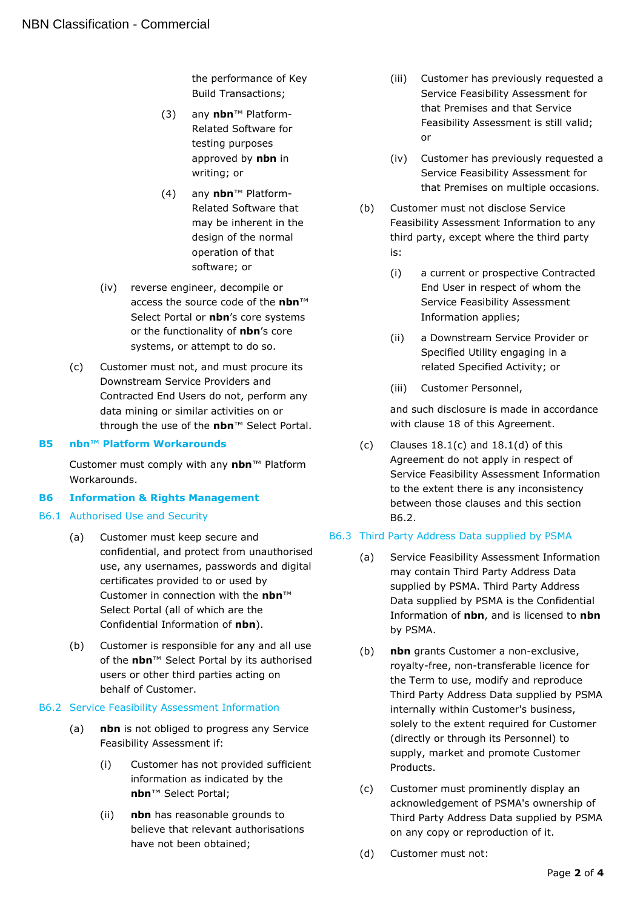the performance of Key Build Transactions;

(3) any **nbn**™ Platform-Related Software for testing purposes approved by **nbn** in writing; or

(4) any **nbn**™ Platform-Related Software that may be inherent in the design of the normal operation of that software; or

(iv) reverse engineer, decompile or access the source code of the **nbn**™ Select Portal or **nbn**'s core systems or the functionality of **nbn**'s core systems, or attempt to do so.

(c) Customer must not, and must procure its Downstream Service Providers and Contracted End Users do not, perform any data mining or similar activities on or through the use of the **nbn**™ Select Portal.

## B5 nbn™ Platform Workarounds

Customer must comply with any **nbn**™ Platform Workarounds.

## B6 Information & Rights Management

### B6.1 Authorised Use and Security

(a) Customer must keep secure and confidential, and protect from unauthorised use, any usernames, passwords and digital certificates provided to or used by Customer in connection with the **nbn**™ Select Portal (all of which are the Confidential Information of **nbn**).

(b) Customer is responsible for any and all use of the **nbn**™ Select Portal by its authorised users or other third parties acting on behalf of Customer.

### B6.2 Service Feasibility Assessment Information

(a) **nbn** is not obliged to progress any Service Feasibility Assessment if:

(i) Customer has not provided sufficient information as indicated by the **nbn**™ Select Portal;

(ii) **nbn** has reasonable grounds to believe that relevant authorisations have not been obtained;

(iii) Customer has previously requested a Service Feasibility Assessment for that Premises and that Service Feasibility Assessment is still valid; or

(iv) Customer has previously requested a Service Feasibility Assessment for that Premises on multiple occasions.

(b) Customer must not disclose Service Feasibility Assessment Information to any third party, except where the third party is:

(i) a current or prospective Contracted End User in respect of whom the Service Feasibility Assessment Information applies;

(ii) a Downstream Service Provider or Specified Utility engaging in a related Specified Activity; or

(iii) Customer Personnel,

and such disclosure is made in accordance with clause 18 of this Agreement.

(c) Clauses 18.1(c) and 18.1(d) of this Agreement do not apply in respect of Service Feasibility Assessment Information to the extent there is any inconsistency between those clauses and this section B6.2.

### B6.3 Third Party Address Data supplied by PSMA

(a) Service Feasibility Assessment Information may contain Third Party Address Data supplied by PSMA. Third Party Address Data supplied by PSMA is the Confidential Information of **nbn**, and is licensed to **nbn** by PSMA.

(b) **nbn** grants Customer a non-exclusive, royalty-free, non-transferable licence for the Term to use, modify and reproduce Third Party Address Data supplied by PSMA internally within Customer's business, solely to the extent required for Customer (directly or through its Personnel) to supply, market and promote Customer Products.

(c) Customer must prominently display an acknowledgement of PSMA's ownership of Third Party Address Data supplied by PSMA on any copy or reproduction of it.

(d) Customer must not: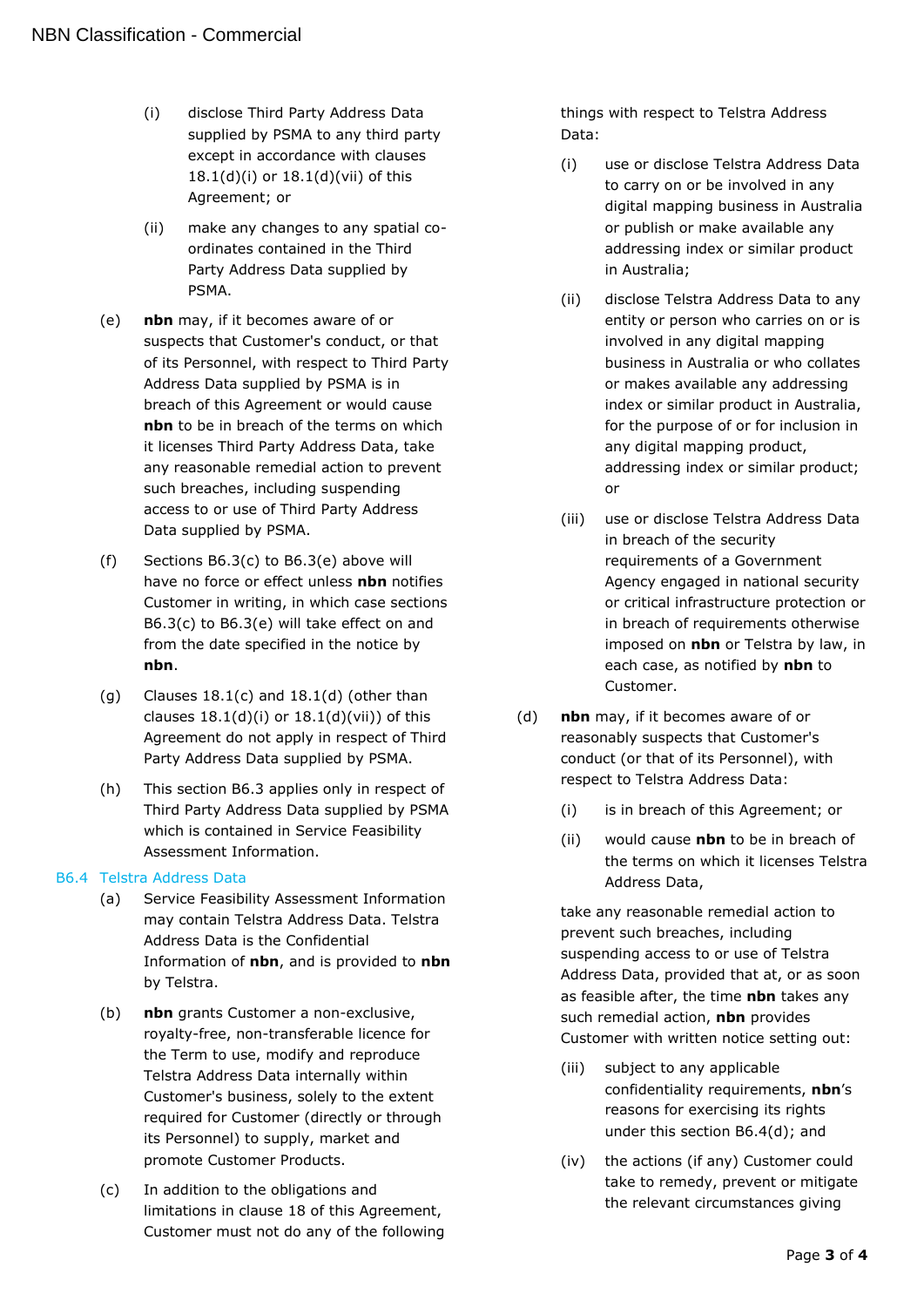(i) disclose Third Party Address Data supplied by PSMA to any third party except in accordance with clauses 18.1(d)(i) or 18.1(d)(vii) of this Agreement; or

(ii) make any changes to any spatial co-ordinates contained in the Third Party Address Data supplied by PSMA.

(e) **nbn** may, if it becomes aware of or suspects that Customer's conduct, or that of its Personnel, with respect to Third Party Address Data supplied by PSMA is in breach of this Agreement or would cause **nbn** to be in breach of the terms on which it licenses Third Party Address Data, take any reasonable remedial action to prevent such breaches, including suspending access to or use of Third Party Address Data supplied by PSMA.

(f) Sections B6.3(c) to B6.3(e) above will have no force or effect unless **nbn** notifies Customer in writing, in which case sections B6.3(c) to B6.3(e) will take effect on and from the date specified in the notice by **nbn**.

(g) Clauses 18.1(c) and 18.1(d) (other than clauses 18.1(d)(i) or 18.1(d)(vii)) of this Agreement do not apply in respect of Third Party Address Data supplied by PSMA.

(h) This section B6.3 applies only in respect of Third Party Address Data supplied by PSMA which is contained in Service Feasibility Assessment Information.

### B6.4 Telstra Address Data

(a) Service Feasibility Assessment Information may contain Telstra Address Data. Telstra Address Data is the Confidential Information of **nbn**, and is provided to **nbn** by Telstra.

(b) **nbn** grants Customer a non-exclusive, royalty-free, non-transferable licence for the Term to use, modify and reproduce Telstra Address Data internally within Customer's business, solely to the extent required for Customer (directly or through its Personnel) to supply, market and promote Customer Products.

(c) In addition to the obligations and limitations in clause 18 of this Agreement, Customer must not do any of the following things with respect to Telstra Address Data:

(i) use or disclose Telstra Address Data to carry on or be involved in any digital mapping business in Australia or publish or make available any addressing index or similar product in Australia;

(ii) disclose Telstra Address Data to any entity or person who carries on or is involved in any digital mapping business in Australia or who collates or makes available any addressing index or similar product in Australia, for the purpose of or for inclusion in any digital mapping product, addressing index or similar product; or

(iii) use or disclose Telstra Address Data in breach of the security requirements of a Government Agency engaged in national security or critical infrastructure protection or in breach of requirements otherwise imposed on **nbn** or Telstra by law, in each case, as notified by **nbn** to Customer.

(d) **nbn** may, if it becomes aware of or reasonably suspects that Customer's conduct (or that of its Personnel), with respect to Telstra Address Data:

(i) is in breach of this Agreement; or

(ii) would cause **nbn** to be in breach of the terms on which it licenses Telstra Address Data,

take any reasonable remedial action to prevent such breaches, including suspending access to or use of Telstra Address Data, provided that at, or as soon as feasible after, the time **nbn** takes any such remedial action, **nbn** provides Customer with written notice setting out:

(iii) subject to any applicable confidentiality requirements, **nbn**'s reasons for exercising its rights under this section B6.4(d); and

(iv) the actions (if any) Customer could take to remedy, prevent or mitigate the relevant circumstances giving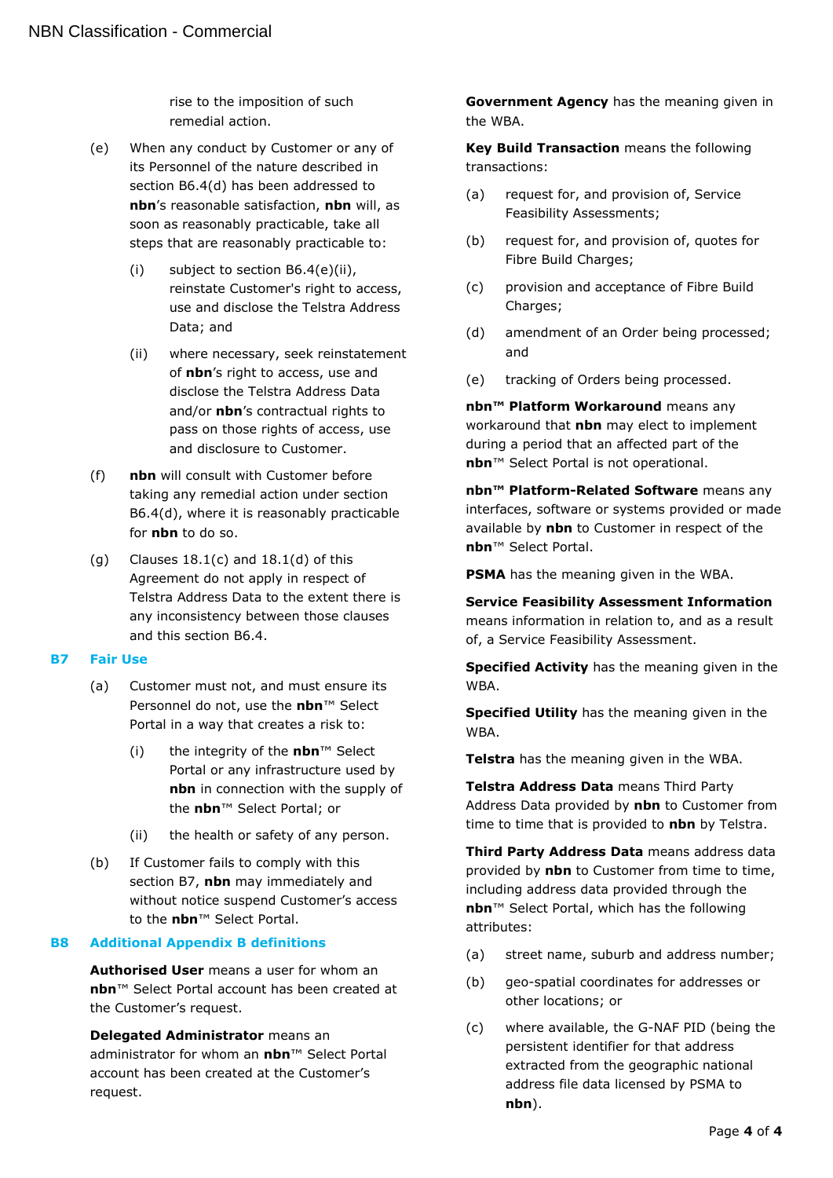rise to the imposition of such remedial action.

(e) When any conduct by Customer or any of its Personnel of the nature described in section B6.4(d) has been addressed to **nbn**'s reasonable satisfaction, **nbn** will, as soon as reasonably practicable, take all steps that are reasonably practicable to:

  (i) subject to section B6.4(e)(ii), reinstate Customer's right to access, use and disclose the Telstra Address Data; and

  (ii) where necessary, seek reinstatement of **nbn**'s right to access, use and disclose the Telstra Address Data and/or **nbn**'s contractual rights to pass on those rights of access, use and disclosure to Customer.

(f) **nbn** will consult with Customer before taking any remedial action under section B6.4(d), where it is reasonably practicable for **nbn** to do so.

(g) Clauses 18.1(c) and 18.1(d) of this Agreement do not apply in respect of Telstra Address Data to the extent there is any inconsistency between those clauses and this section B6.4.

## B7 Fair Use

(a) Customer must not, and must ensure its Personnel do not, use the **nbn**™ Select Portal in a way that creates a risk to:

  (i) the integrity of the **nbn**™ Select Portal or any infrastructure used by **nbn** in connection with the supply of the **nbn**™ Select Portal; or

  (ii) the health or safety of any person.

(b) If Customer fails to comply with this section B7, **nbn** may immediately and without notice suspend Customer's access to the **nbn**™ Select Portal.

## B8 Additional Appendix B definitions

**Authorised User** means a user for whom an **nbn**™ Select Portal account has been created at the Customer's request.

**Delegated Administrator** means an administrator for whom an **nbn**™ Select Portal account has been created at the Customer's request.

**Government Agency** has the meaning given in the WBA.

**Key Build Transaction** means the following transactions:

(a) request for, and provision of, Service Feasibility Assessments;

(b) request for, and provision of, quotes for Fibre Build Charges;

(c) provision and acceptance of Fibre Build Charges;

(d) amendment of an Order being processed; and

(e) tracking of Orders being processed.

**nbn™ Platform Workaround** means any workaround that **nbn** may elect to implement during a period that an affected part of the **nbn**™ Select Portal is not operational.

**nbn™ Platform-Related Software** means any interfaces, software or systems provided or made available by **nbn** to Customer in respect of the **nbn**™ Select Portal.

**PSMA** has the meaning given in the WBA.

**Service Feasibility Assessment Information** means information in relation to, and as a result of, a Service Feasibility Assessment.

**Specified Activity** has the meaning given in the WBA.

**Specified Utility** has the meaning given in the WBA.

**Telstra** has the meaning given in the WBA.

**Telstra Address Data** means Third Party Address Data provided by **nbn** to Customer from time to time that is provided to **nbn** by Telstra.

**Third Party Address Data** means address data provided by **nbn** to Customer from time to time, including address data provided through the **nbn**™ Select Portal, which has the following attributes:

(a) street name, suburb and address number;

(b) geo-spatial coordinates for addresses or other locations; or

(c) where available, the G-NAF PID (being the persistent identifier for that address extracted from the geographic national address file data licensed by PSMA to **nbn**).